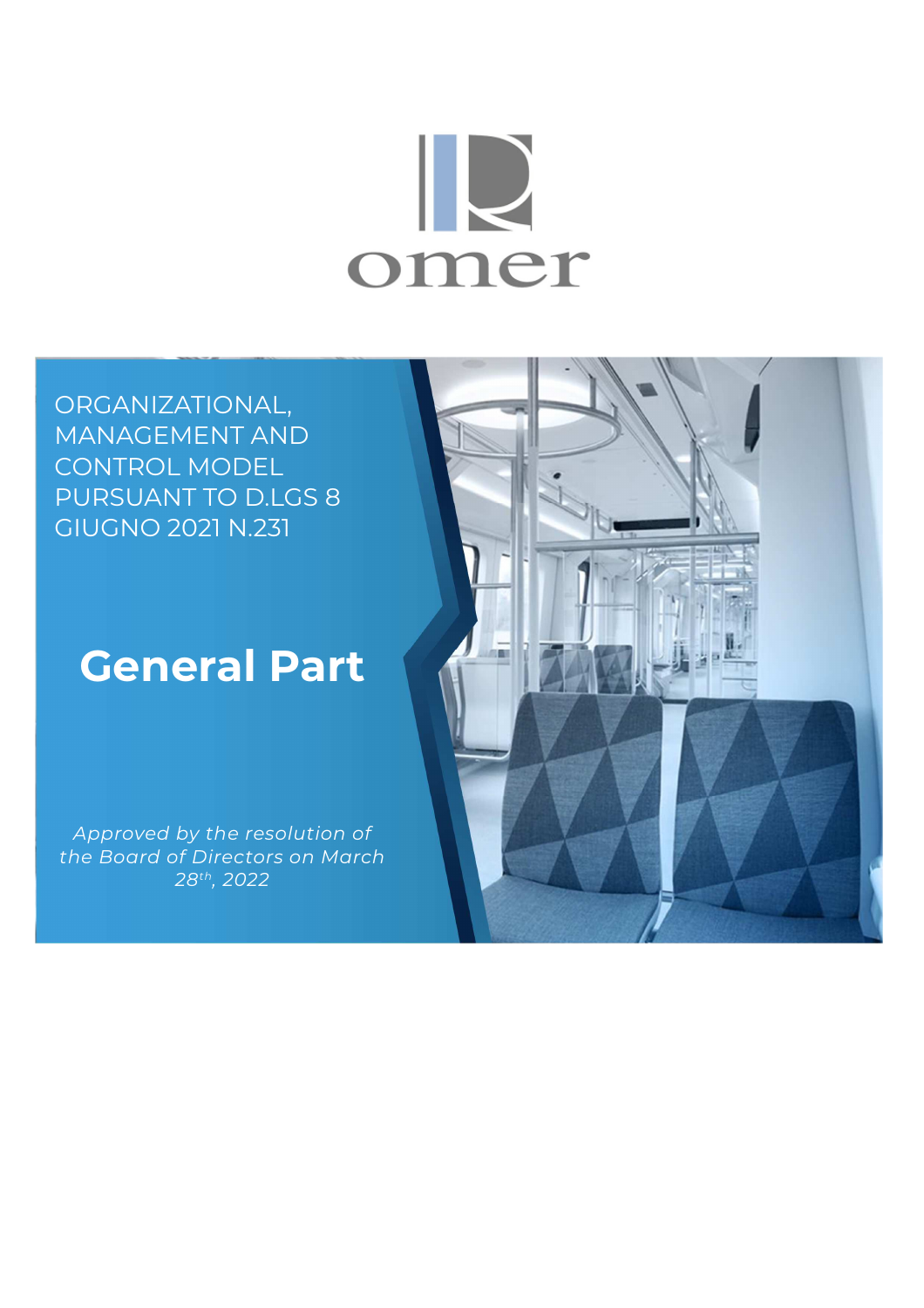omer

ORGANIZATIONAL, MANAGEMENT AND CONTROL MODEL PURSUANT TO D.LGS 8 GIUGNO 2021 N.231

# General Part

*Approved by the resolution of the Board of Directors on March 28th, 2022*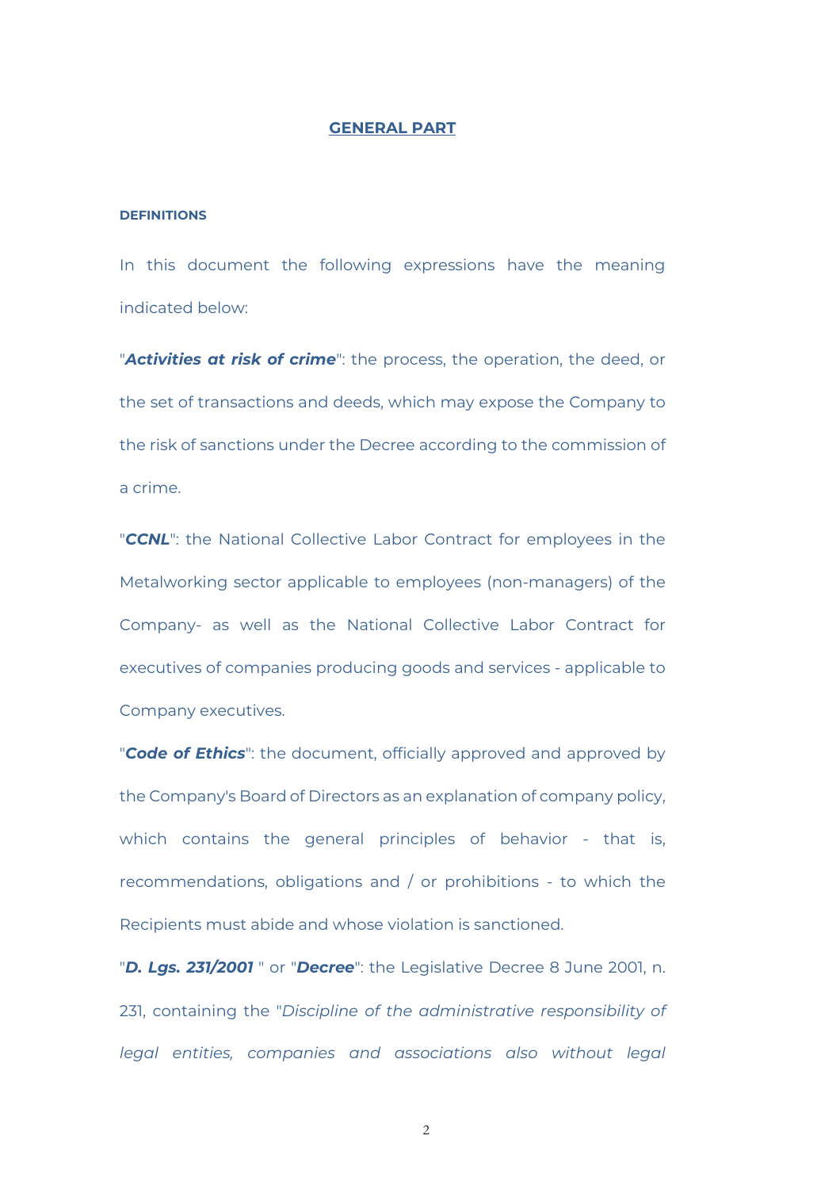## GENERAL PART

**DEFINITIONS**

In this document the following expressions have the meaning indicated below:

"***Activities at risk of crime***": the process, the operation, the deed, or the set of transactions and deeds, which may expose the Company to the risk of sanctions under the Decree according to the commission of a crime.

"***CCNL***": the National Collective Labor Contract for employees in the Metalworking sector applicable to employees (non-managers) of the Company- as well as the National Collective Labor Contract for executives of companies producing goods and services - applicable to Company executives.

"***Code of Ethics***": the document, officially approved and approved by the Company's Board of Directors as an explanation of company policy, which contains the general principles of behavior - that is, recommendations, obligations and / or prohibitions - to which the Recipients must abide and whose violation is sanctioned.

"***D. Lgs. 231/2001*** " or "***Decree***": the Legislative Decree 8 June 2001, n. 231, containing the "*Discipline of the administrative responsibility of legal entities, companies and associations also without legal*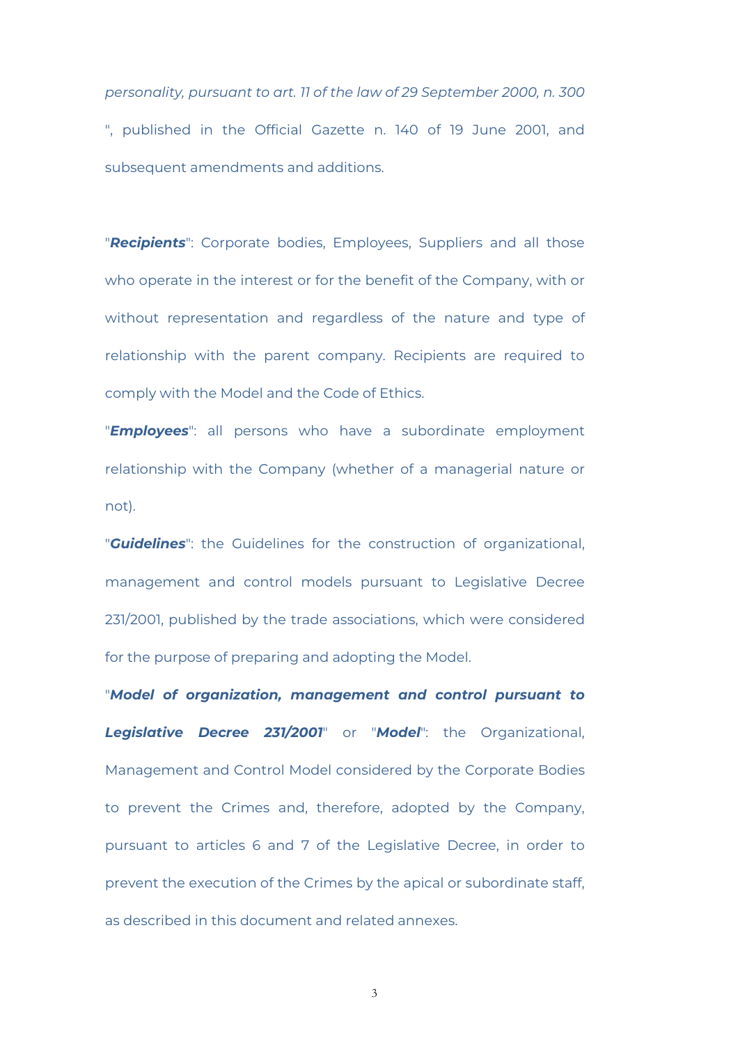*personality, pursuant to art. 11 of the law of 29 September 2000, n. 300* ", published in the Official Gazette n. 140 of 19 June 2001, and subsequent amendments and additions.

"***Recipients***": Corporate bodies, Employees, Suppliers and all those who operate in the interest or for the benefit of the Company, with or without representation and regardless of the nature and type of relationship with the parent company. Recipients are required to comply with the Model and the Code of Ethics.

"***Employees***": all persons who have a subordinate employment relationship with the Company (whether of a managerial nature or not).

"***Guidelines***": the Guidelines for the construction of organizational, management and control models pursuant to Legislative Decree 231/2001, published by the trade associations, which were considered for the purpose of preparing and adopting the Model.

"***Model of organization, management and control pursuant to Legislative Decree 231/2001***" or "***Model***": the Organizational, Management and Control Model considered by the Corporate Bodies to prevent the Crimes and, therefore, adopted by the Company, pursuant to articles 6 and 7 of the Legislative Decree, in order to prevent the execution of the Crimes by the apical or subordinate staff, as described in this document and related annexes.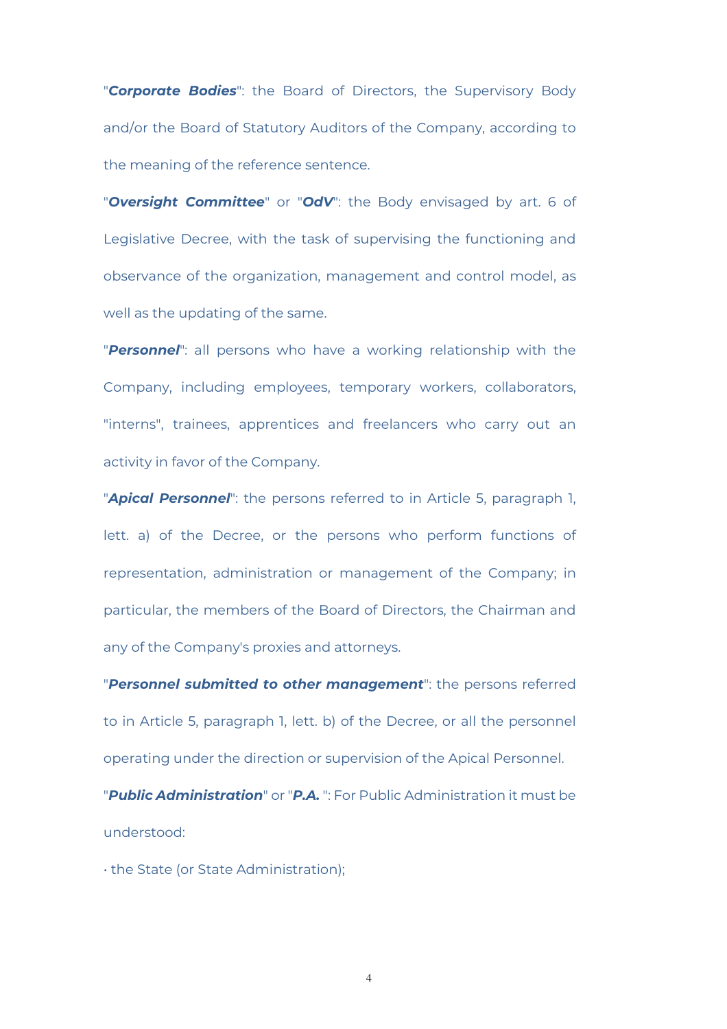"***Corporate Bodies***": the Board of Directors, the Supervisory Body and/or the Board of Statutory Auditors of the Company, according to the meaning of the reference sentence.

"***Oversight Committee***" or "***OdV***": the Body envisaged by art. 6 of Legislative Decree, with the task of supervising the functioning and observance of the organization, management and control model, as well as the updating of the same.

"***Personnel***": all persons who have a working relationship with the Company, including employees, temporary workers, collaborators, "interns", trainees, apprentices and freelancers who carry out an activity in favor of the Company.

"***Apical Personnel***": the persons referred to in Article 5, paragraph 1, lett. a) of the Decree, or the persons who perform functions of representation, administration or management of the Company; in particular, the members of the Board of Directors, the Chairman and any of the Company's proxies and attorneys.

"***Personnel submitted to other management***": the persons referred to in Article 5, paragraph 1, lett. b) of the Decree, or all the personnel operating under the direction or supervision of the Apical Personnel.

"***Public Administration***" or "***P.A.*** ": For Public Administration it must be understood:

• the State (or State Administration);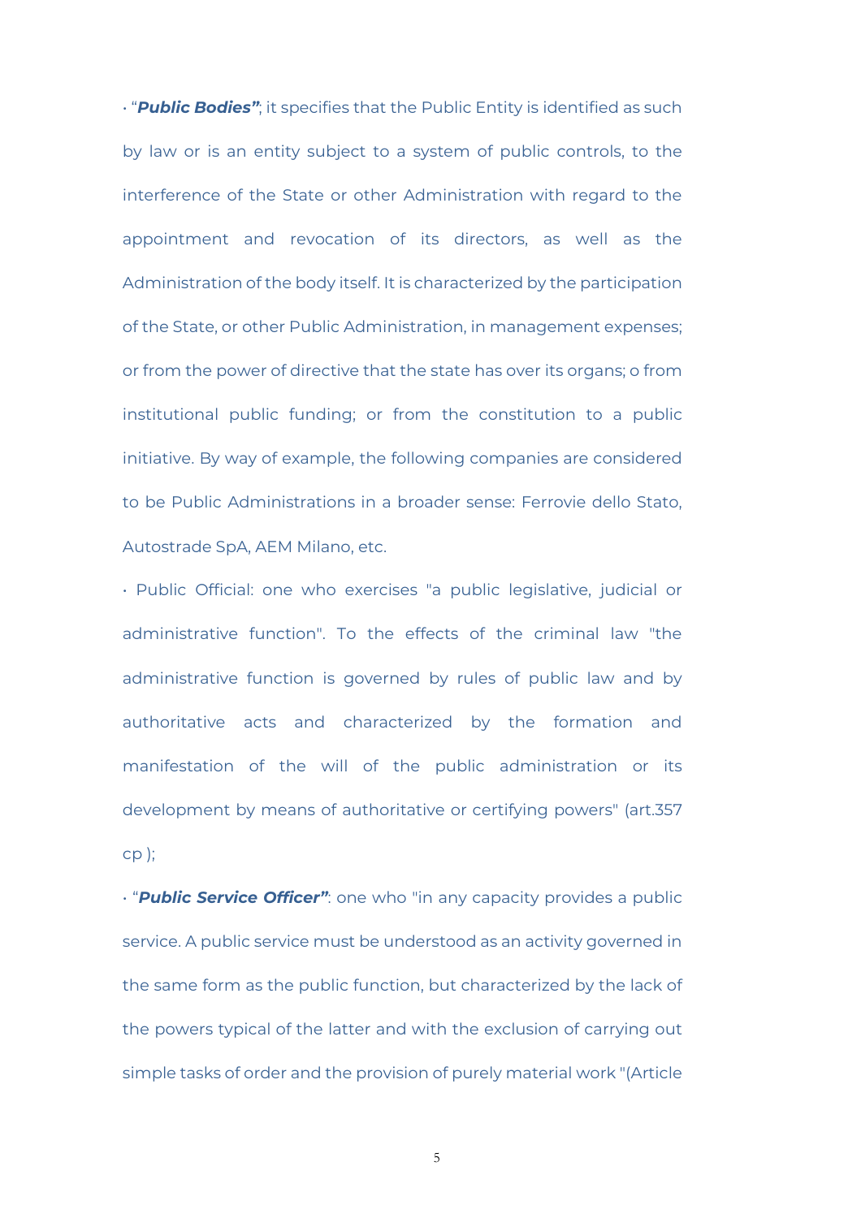- “***Public Bodies”***; it specifies that the Public Entity is identified as such by law or is an entity subject to a system of public controls, to the interference of the State or other Administration with regard to the appointment and revocation of its directors, as well as the Administration of the body itself. It is characterized by the participation of the State, or other Public Administration, in management expenses; or from the power of directive that the state has over its organs; o from institutional public funding; or from the constitution to a public initiative. By way of example, the following companies are considered to be Public Administrations in a broader sense: Ferrovie dello Stato, Autostrade SpA, AEM Milano, etc.
- Public Official: one who exercises "a public legislative, judicial or administrative function". To the effects of the criminal law "the administrative function is governed by rules of public law and by authoritative acts and characterized by the formation and manifestation of the will of the public administration or its development by means of authoritative or certifying powers" (art.357 cp );
- “***Public Service Officer”***: one who "in any capacity provides a public service. A public service must be understood as an activity governed in the same form as the public function, but characterized by the lack of the powers typical of the latter and with the exclusion of carrying out simple tasks of order and the provision of purely material work "(Article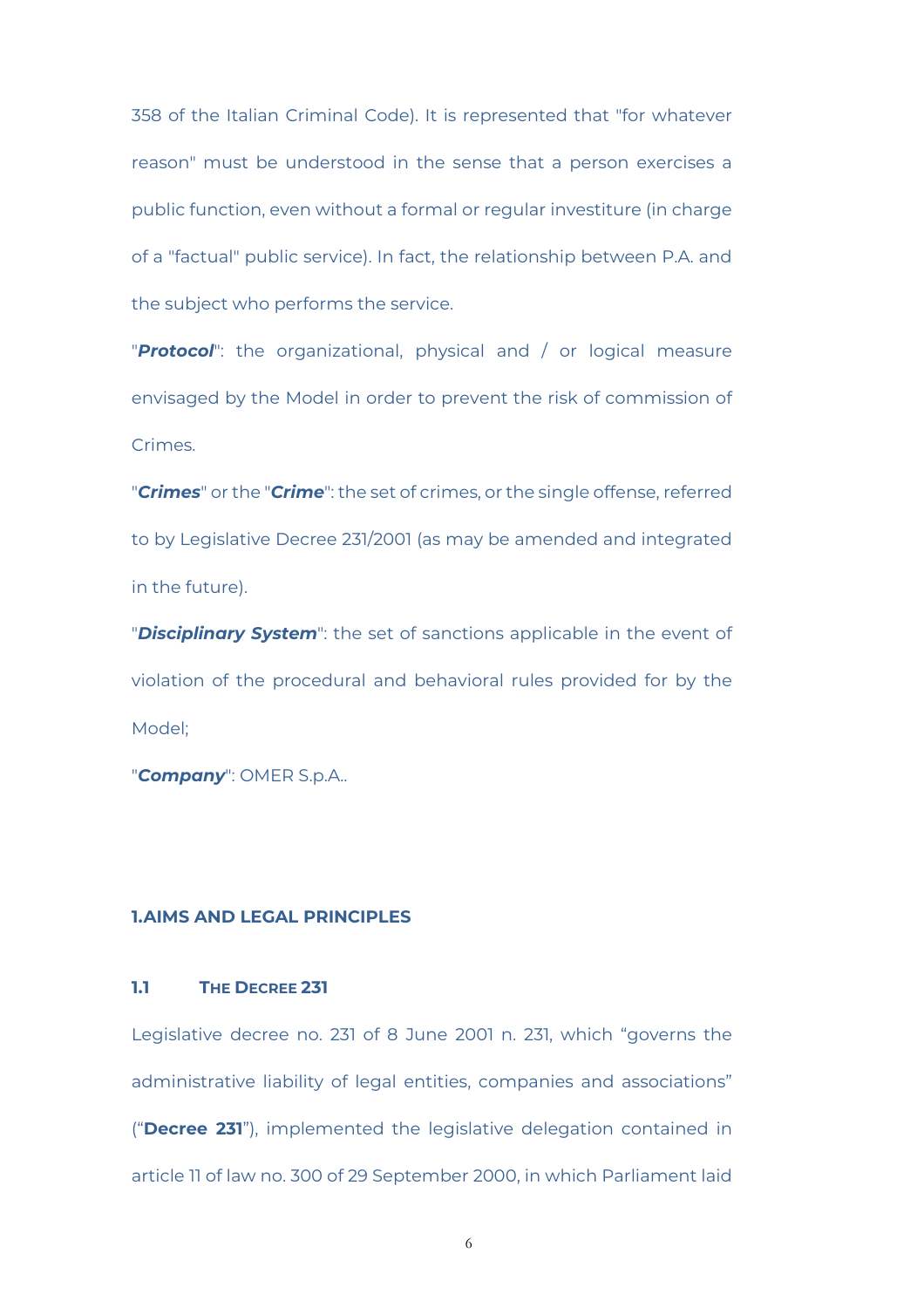358 of the Italian Criminal Code). It is represented that "for whatever reason" must be understood in the sense that a person exercises a public function, even without a formal or regular investiture (in charge of a "factual" public service). In fact, the relationship between P.A. and the subject who performs the service.

"***Protocol***": the organizational, physical and / or logical measure envisaged by the Model in order to prevent the risk of commission of Crimes.

"***Crimes***" or the "***Crime***": the set of crimes, or the single offense, referred to by Legislative Decree 231/2001 (as may be amended and integrated in the future).

"***Disciplinary System***": the set of sanctions applicable in the event of violation of the procedural and behavioral rules provided for by the Model;

"***Company***": OMER S.p.A..

# 1.AIMS AND LEGAL PRINCIPLES

## 1.1 The Decree 231

Legislative decree no. 231 of 8 June 2001 n. 231, which "governs the administrative liability of legal entities, companies and associations" ("**Decree 231**"), implemented the legislative delegation contained in article 11 of law no. 300 of 29 September 2000, in which Parliament laid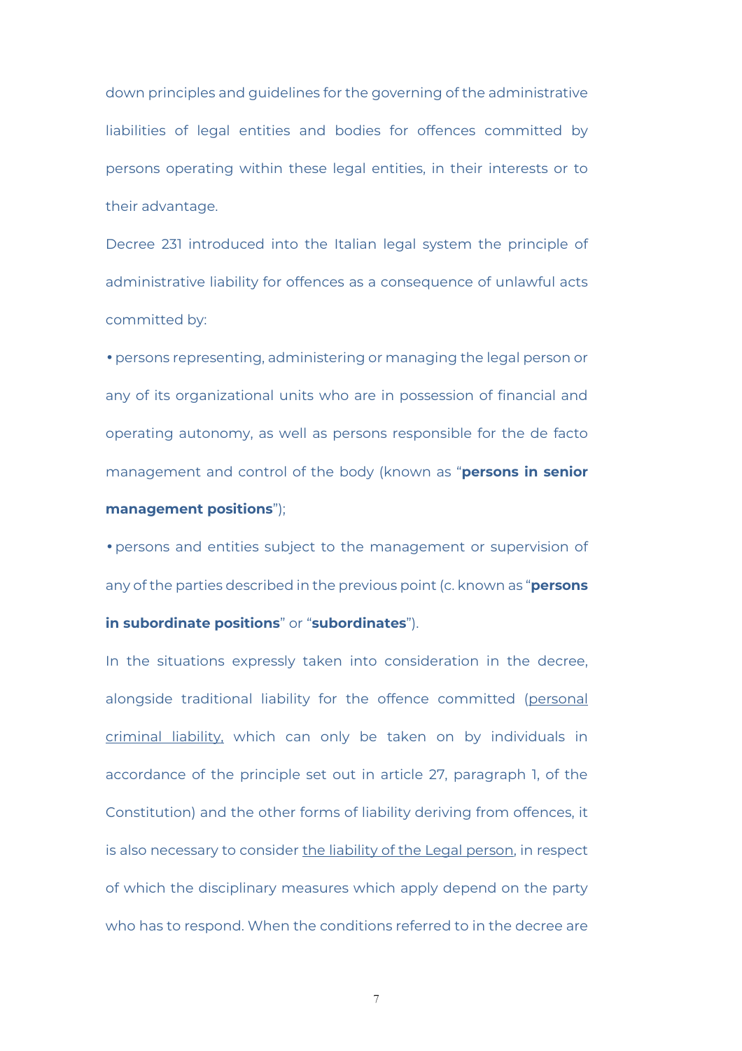down principles and guidelines for the governing of the administrative liabilities of legal entities and bodies for offences committed by persons operating within these legal entities, in their interests or to their advantage.

Decree 231 introduced into the Italian legal system the principle of administrative liability for offences as a consequence of unlawful acts committed by:

- persons representing, administering or managing the legal person or any of its organizational units who are in possession of financial and operating autonomy, as well as persons responsible for the de facto management and control of the body (known as "**persons in senior management positions**");
- persons and entities subject to the management or supervision of any of the parties described in the previous point (c. known as "**persons in subordinate positions**" or "**subordinates**").

In the situations expressly taken into consideration in the decree, alongside traditional liability for the offence committed (<u>personal criminal liability,</u> which can only be taken on by individuals in accordance of the principle set out in article 27, paragraph 1, of the Constitution) and the other forms of liability deriving from offences, it is also necessary to consider <u>the liability of the Legal person</u>, in respect of which the disciplinary measures which apply depend on the party who has to respond. When the conditions referred to in the decree are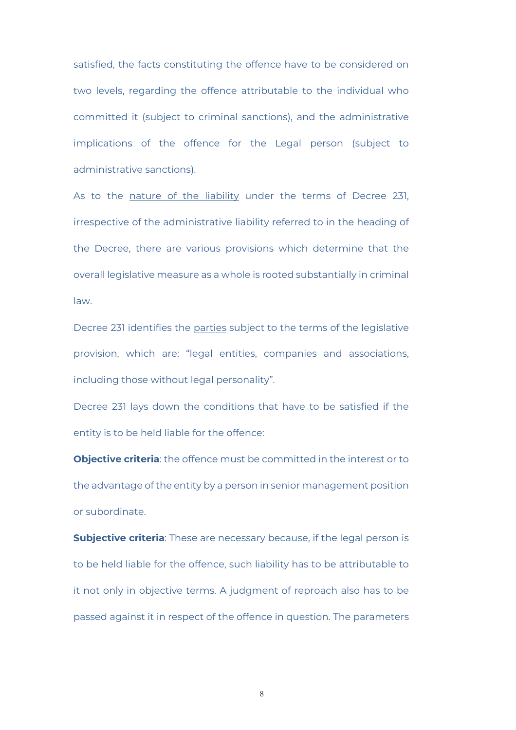satisfied, the facts constituting the offence have to be considered on two levels, regarding the offence attributable to the individual who committed it (subject to criminal sanctions), and the administrative implications of the offence for the Legal person (subject to administrative sanctions).

As to the nature of the liability under the terms of Decree 231, irrespective of the administrative liability referred to in the heading of the Decree, there are various provisions which determine that the overall legislative measure as a whole is rooted substantially in criminal law.

Decree 231 identifies the parties subject to the terms of the legislative provision, which are: "legal entities, companies and associations, including those without legal personality".

Decree 231 lays down the conditions that have to be satisfied if the entity is to be held liable for the offence:

**Objective criteria**: the offence must be committed in the interest or to the advantage of the entity by a person in senior management position or subordinate.

**Subjective criteria**: These are necessary because, if the legal person is to be held liable for the offence, such liability has to be attributable to it not only in objective terms. A judgment of reproach also has to be passed against it in respect of the offence in question. The parameters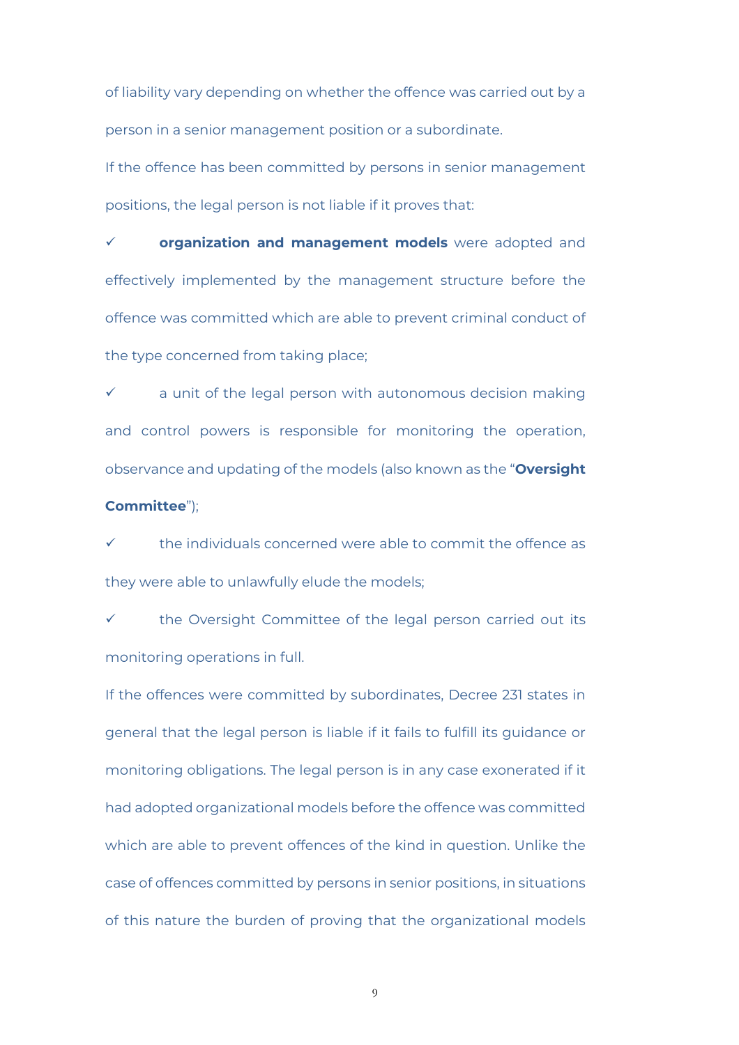of liability vary depending on whether the offence was carried out by a person in a senior management position or a subordinate.

If the offence has been committed by persons in senior management positions, the legal person is not liable if it proves that:

- ✓ **organization and management models** were adopted and effectively implemented by the management structure before the offence was committed which are able to prevent criminal conduct of the type concerned from taking place;
- ✓ a unit of the legal person with autonomous decision making and control powers is responsible for monitoring the operation, observance and updating of the models (also known as the "**Oversight Committee**");
- ✓ the individuals concerned were able to commit the offence as they were able to unlawfully elude the models;
- ✓ the Oversight Committee of the legal person carried out its monitoring operations in full.

If the offences were committed by subordinates, Decree 231 states in general that the legal person is liable if it fails to fulfill its guidance or monitoring obligations. The legal person is in any case exonerated if it had adopted organizational models before the offence was committed which are able to prevent offences of the kind in question. Unlike the case of offences committed by persons in senior positions, in situations of this nature the burden of proving that the organizational models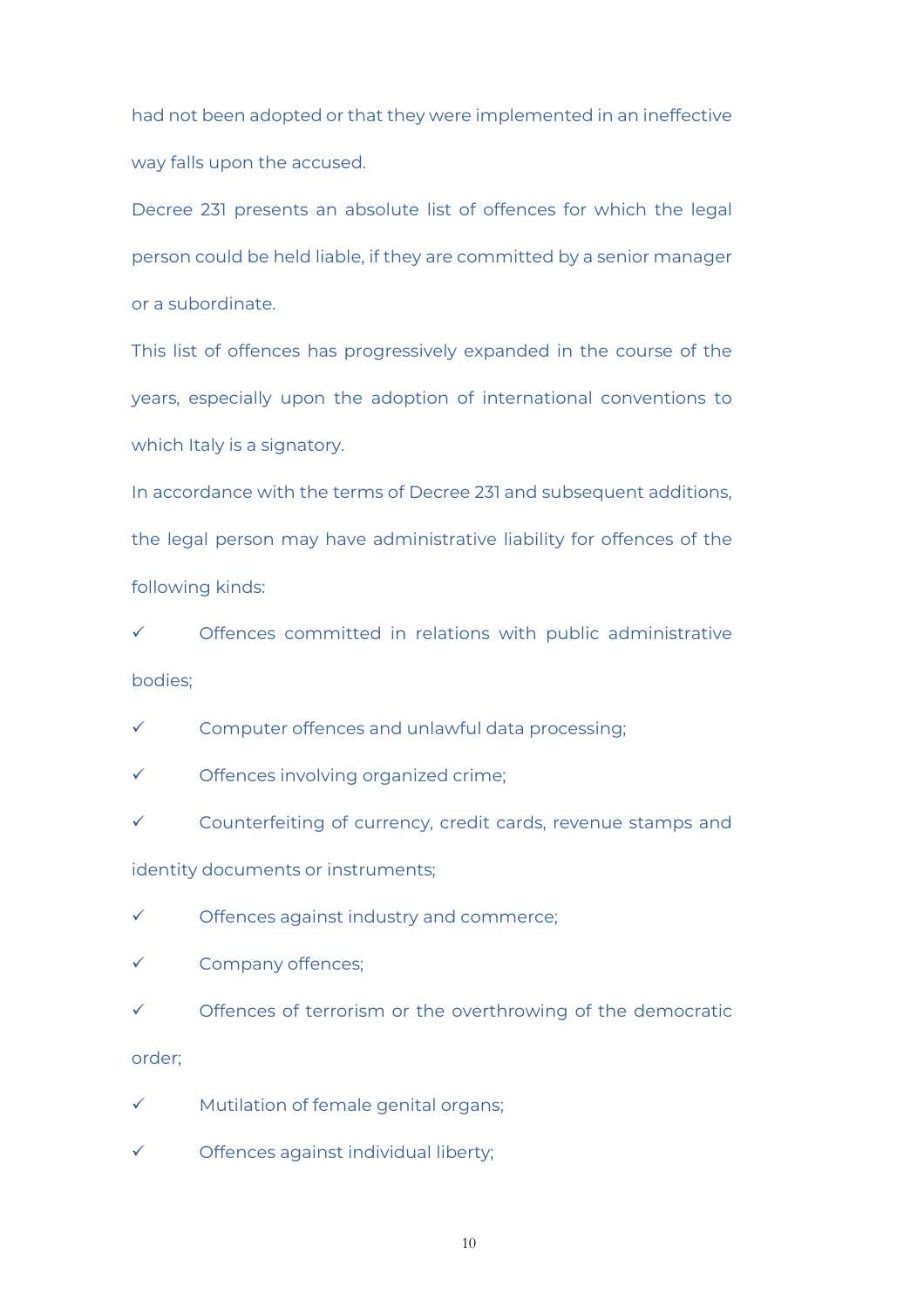had not been adopted or that they were implemented in an ineffective way falls upon the accused.

Decree 231 presents an absolute list of offences for which the legal person could be held liable, if they are committed by a senior manager or a subordinate.

This list of offences has progressively expanded in the course of the years, especially upon the adoption of international conventions to which Italy is a signatory.

In accordance with the terms of Decree 231 and subsequent additions, the legal person may have administrative liability for offences of the following kinds:

- ✓ Offences committed in relations with public administrative bodies;
- ✓ Computer offences and unlawful data processing;
- ✓ Offences involving organized crime;
- ✓ Counterfeiting of currency, credit cards, revenue stamps and identity documents or instruments;
- ✓ Offences against industry and commerce;
- ✓ Company offences;
- ✓ Offences of terrorism or the overthrowing of the democratic order;
- ✓ Mutilation of female genital organs;
- ✓ Offences against individual liberty;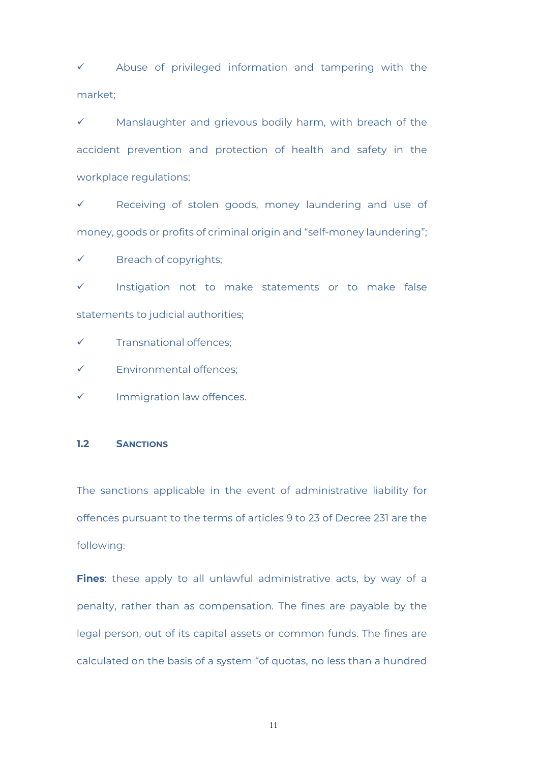- ✓ Abuse of privileged information and tampering with the market;
- ✓ Manslaughter and grievous bodily harm, with breach of the accident prevention and protection of health and safety in the workplace regulations;
- ✓ Receiving of stolen goods, money laundering and use of money, goods or profits of criminal origin and "self-money laundering";
- ✓ Breach of copyrights;
- ✓ Instigation not to make statements or to make false statements to judicial authorities;
- ✓ Transnational offences;
- ✓ Environmental offences;
- ✓ Immigration law offences.

### 1.2 SANCTIONS

The sanctions applicable in the event of administrative liability for offences pursuant to the terms of articles 9 to 23 of Decree 231 are the following:

**Fines**: these apply to all unlawful administrative acts, by way of a penalty, rather than as compensation. The fines are payable by the legal person, out of its capital assets or common funds. The fines are calculated on the basis of a system "of quotas, no less than a hundred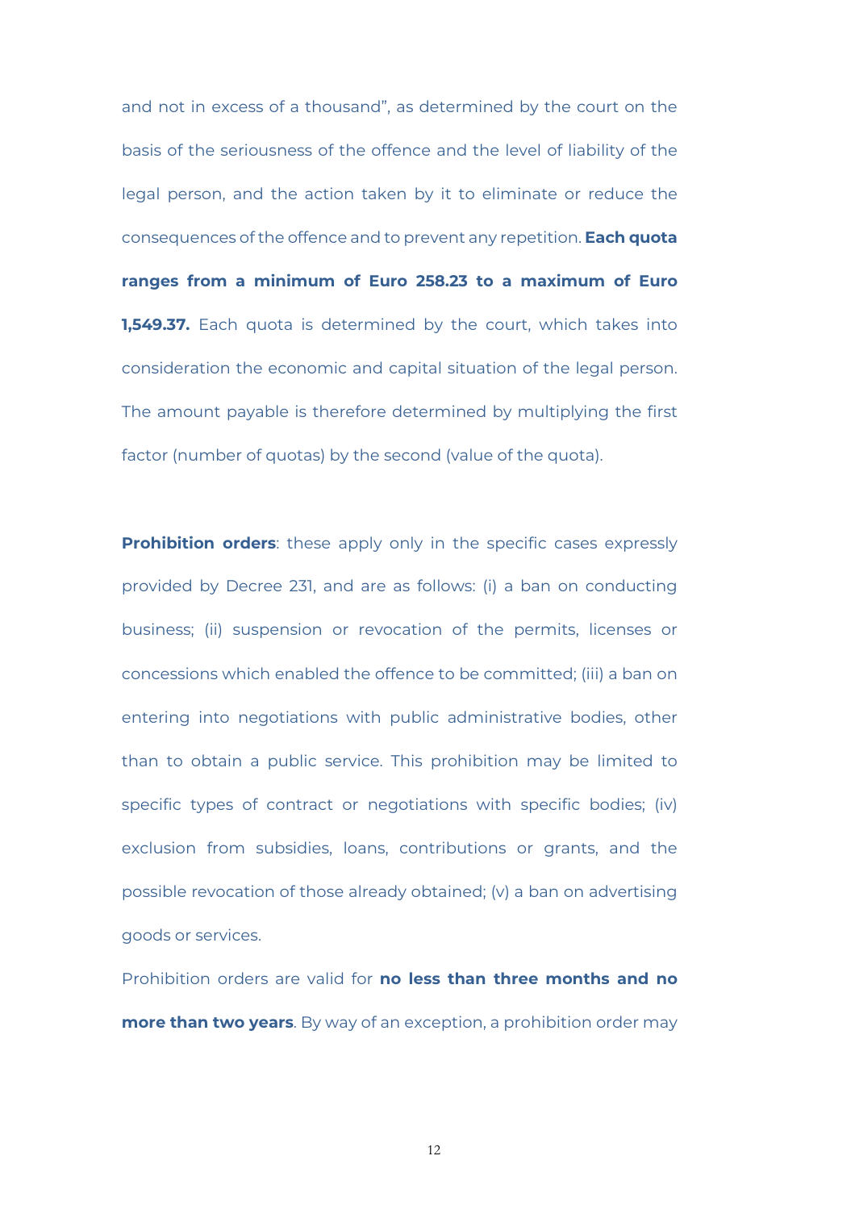and not in excess of a thousand", as determined by the court on the basis of the seriousness of the offence and the level of liability of the legal person, and the action taken by it to eliminate or reduce the consequences of the offence and to prevent any repetition. **Each quota ranges from a minimum of Euro 258.23 to a maximum of Euro 1,549.37.** Each quota is determined by the court, which takes into consideration the economic and capital situation of the legal person. The amount payable is therefore determined by multiplying the first factor (number of quotas) by the second (value of the quota).

**Prohibition orders**: these apply only in the specific cases expressly provided by Decree 231, and are as follows: (i) a ban on conducting business; (ii) suspension or revocation of the permits, licenses or concessions which enabled the offence to be committed; (iii) a ban on entering into negotiations with public administrative bodies, other than to obtain a public service. This prohibition may be limited to specific types of contract or negotiations with specific bodies; (iv) exclusion from subsidies, loans, contributions or grants, and the possible revocation of those already obtained; (v) a ban on advertising goods or services.

Prohibition orders are valid for **no less than three months and no more than two years**. By way of an exception, a prohibition order may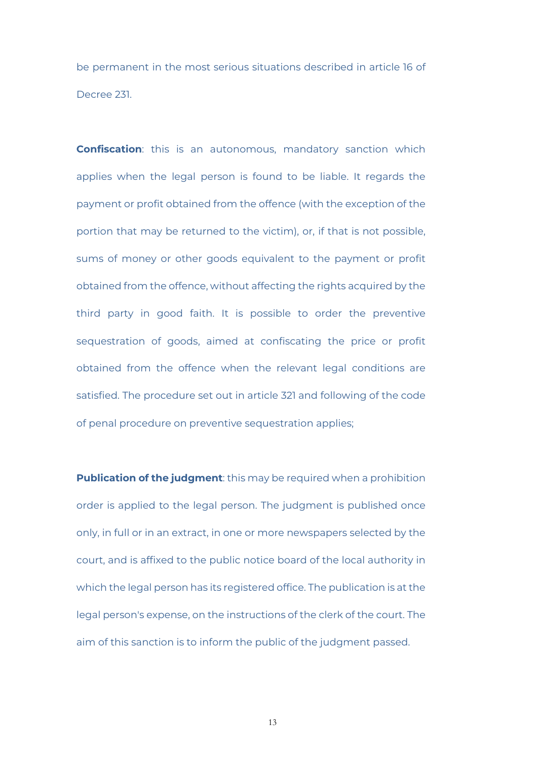be permanent in the most serious situations described in article 16 of Decree 231.

**Confiscation**: this is an autonomous, mandatory sanction which applies when the legal person is found to be liable. It regards the payment or profit obtained from the offence (with the exception of the portion that may be returned to the victim), or, if that is not possible, sums of money or other goods equivalent to the payment or profit obtained from the offence, without affecting the rights acquired by the third party in good faith. It is possible to order the preventive sequestration of goods, aimed at confiscating the price or profit obtained from the offence when the relevant legal conditions are satisfied. The procedure set out in article 321 and following of the code of penal procedure on preventive sequestration applies;

**Publication of the judgment**: this may be required when a prohibition order is applied to the legal person. The judgment is published once only, in full or in an extract, in one or more newspapers selected by the court, and is affixed to the public notice board of the local authority in which the legal person has its registered office. The publication is at the legal person's expense, on the instructions of the clerk of the court. The aim of this sanction is to inform the public of the judgment passed.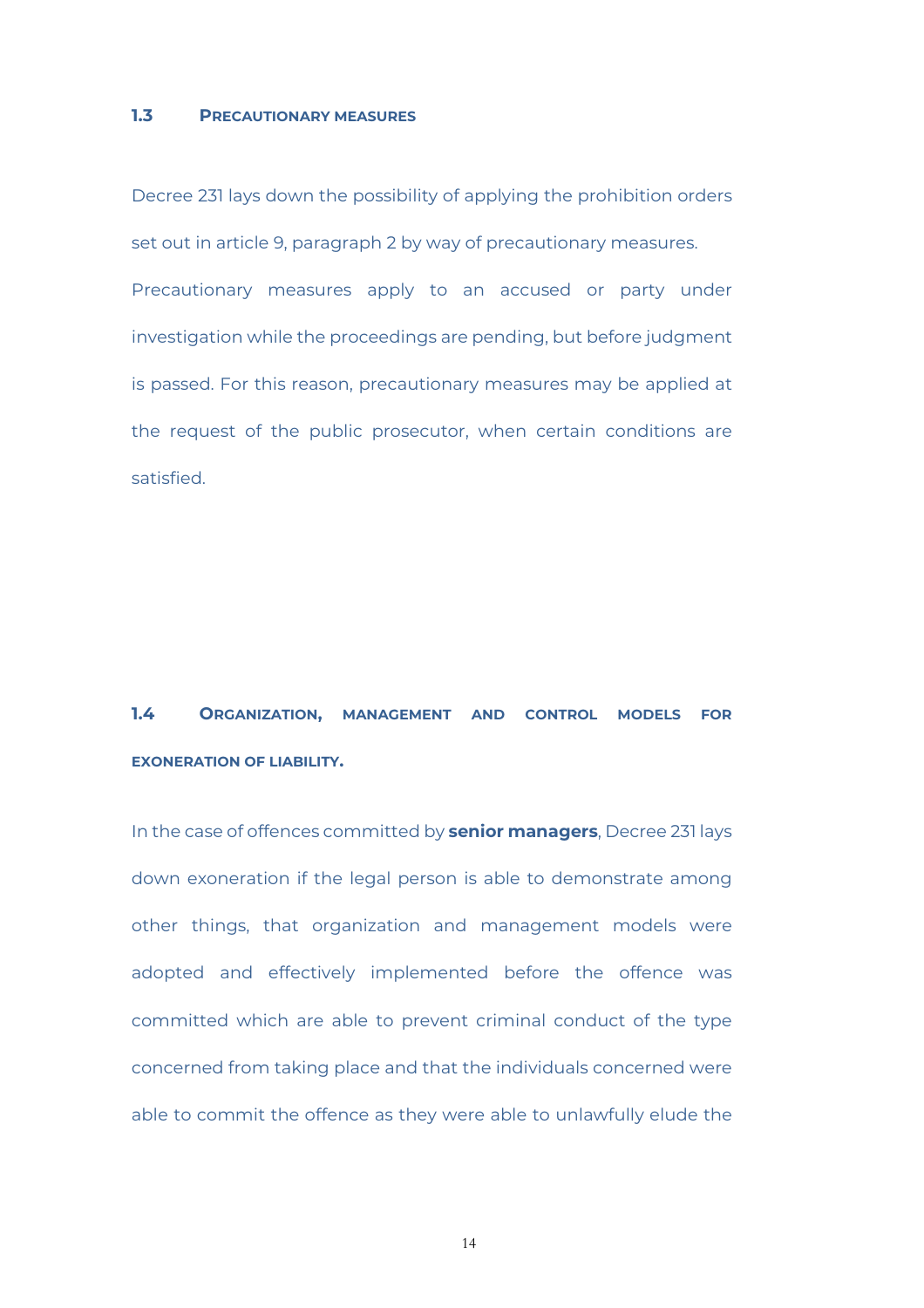### 1.3 Precautionary measures

Decree 231 lays down the possibility of applying the prohibition orders set out in article 9, paragraph 2 by way of precautionary measures. Precautionary measures apply to an accused or party under investigation while the proceedings are pending, but before judgment is passed. For this reason, precautionary measures may be applied at the request of the public prosecutor, when certain conditions are satisfied.

### 1.4 Organization, management and control models for exoneration of liability.

In the case of offences committed by **senior managers**, Decree 231 lays down exoneration if the legal person is able to demonstrate among other things, that organization and management models were adopted and effectively implemented before the offence was committed which are able to prevent criminal conduct of the type concerned from taking place and that the individuals concerned were able to commit the offence as they were able to unlawfully elude the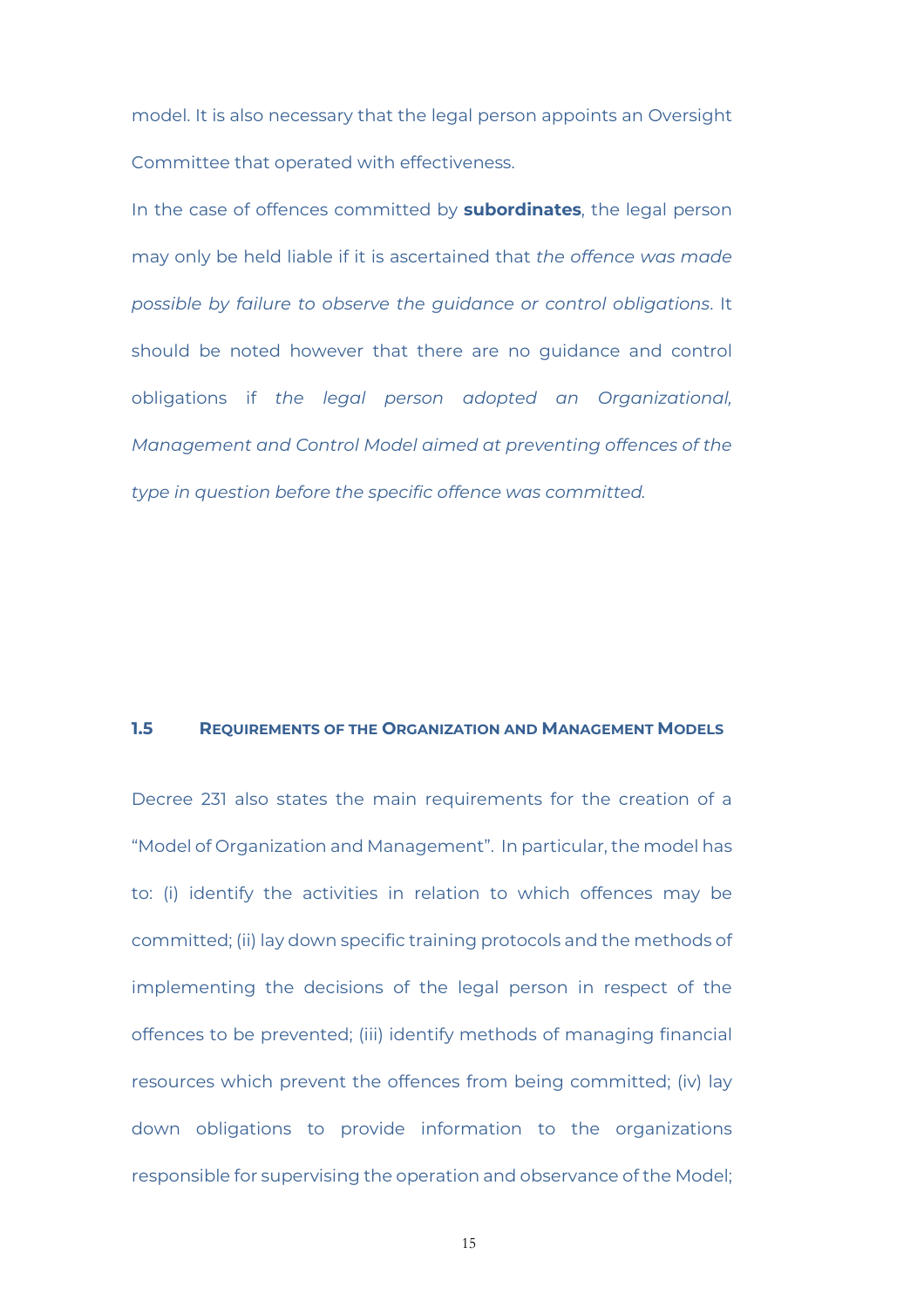model. It is also necessary that the legal person appoints an Oversight Committee that operated with effectiveness.

In the case of offences committed by **subordinates**, the legal person may only be held liable if it is ascertained that *the offence was made possible by failure to observe the guidance or control obligations*. It should be noted however that there are no guidance and control obligations if *the legal person adopted an Organizational, Management and Control Model aimed at preventing offences of the type in question before the specific offence was committed.*

### 1.5 Requirements of the Organization and Management Models

Decree 231 also states the main requirements for the creation of a "Model of Organization and Management". In particular, the model has to: (i) identify the activities in relation to which offences may be committed; (ii) lay down specific training protocols and the methods of implementing the decisions of the legal person in respect of the offences to be prevented; (iii) identify methods of managing financial resources which prevent the offences from being committed; (iv) lay down obligations to provide information to the organizations responsible for supervising the operation and observance of the Model;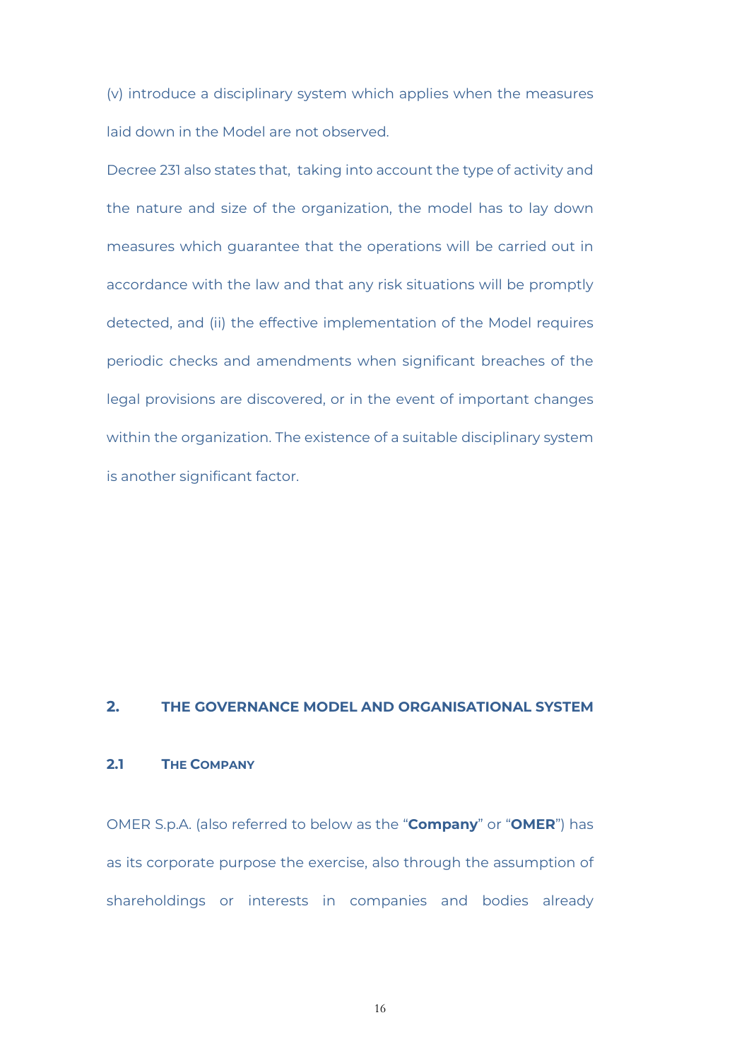(v) introduce a disciplinary system which applies when the measures laid down in the Model are not observed.

Decree 231 also states that, taking into account the type of activity and the nature and size of the organization, the model has to lay down measures which guarantee that the operations will be carried out in accordance with the law and that any risk situations will be promptly detected, and (ii) the effective implementation of the Model requires periodic checks and amendments when significant breaches of the legal provisions are discovered, or in the event of important changes within the organization. The existence of a suitable disciplinary system is another significant factor.

## 2. THE GOVERNANCE MODEL AND ORGANISATIONAL SYSTEM

### 2.1 THE COMPANY

OMER S.p.A. (also referred to below as the "**Company**" or "**OMER**") has as its corporate purpose the exercise, also through the assumption of shareholdings or interests in companies and bodies already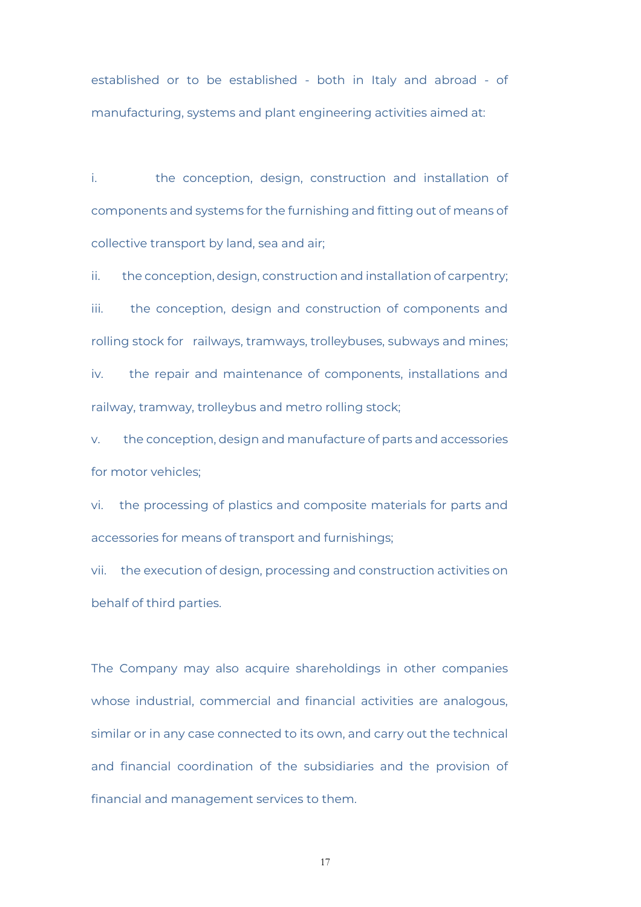established or to be established - both in Italy and abroad - of manufacturing, systems and plant engineering activities aimed at:

i. the conception, design, construction and installation of components and systems for the furnishing and fitting out of means of collective transport by land, sea and air;

ii. the conception, design, construction and installation of carpentry;

iii. the conception, design and construction of components and rolling stock for railways, tramways, trolleybuses, subways and mines;

iv. the repair and maintenance of components, installations and railway, tramway, trolleybus and metro rolling stock;

v. the conception, design and manufacture of parts and accessories for motor vehicles;

vi. the processing of plastics and composite materials for parts and accessories for means of transport and furnishings;

vii. the execution of design, processing and construction activities on behalf of third parties.

The Company may also acquire shareholdings in other companies whose industrial, commercial and financial activities are analogous, similar or in any case connected to its own, and carry out the technical and financial coordination of the subsidiaries and the provision of financial and management services to them.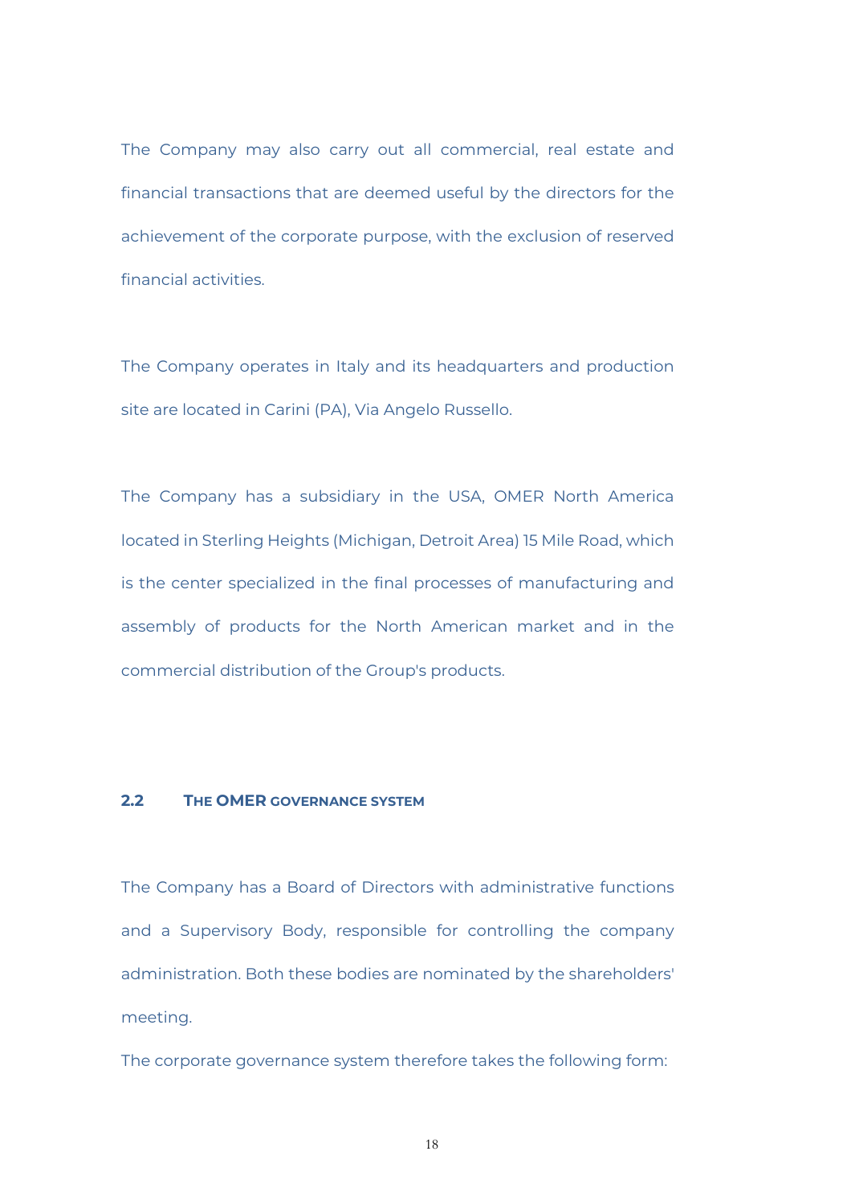The Company may also carry out all commercial, real estate and financial transactions that are deemed useful by the directors for the achievement of the corporate purpose, with the exclusion of reserved financial activities.

The Company operates in Italy and its headquarters and production site are located in Carini (PA), Via Angelo Russello.

The Company has a subsidiary in the USA, OMER North America located in Sterling Heights (Michigan, Detroit Area) 15 Mile Road, which is the center specialized in the final processes of manufacturing and assembly of products for the North American market and in the commercial distribution of the Group's products.

## 2.2 THE OMER GOVERNANCE SYSTEM

The Company has a Board of Directors with administrative functions and a Supervisory Body, responsible for controlling the company administration. Both these bodies are nominated by the shareholders' meeting.

The corporate governance system therefore takes the following form: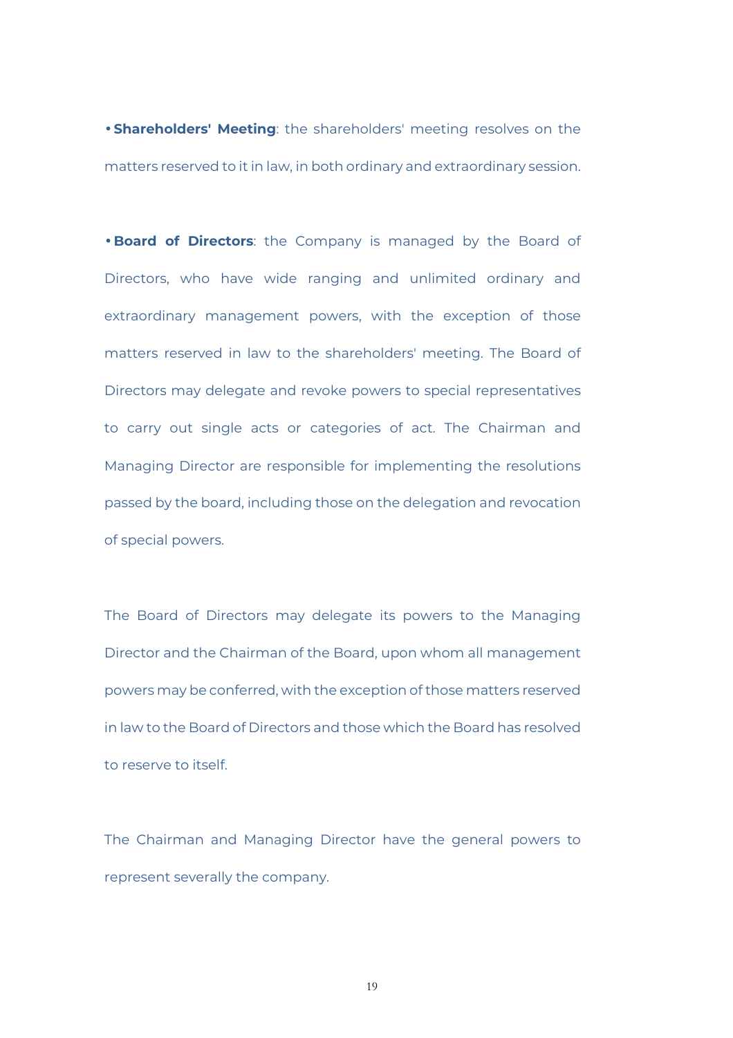- **Shareholders' Meeting**: the shareholders' meeting resolves on the matters reserved to it in law, in both ordinary and extraordinary session.

- **Board of Directors**: the Company is managed by the Board of Directors, who have wide ranging and unlimited ordinary and extraordinary management powers, with the exception of those matters reserved in law to the shareholders' meeting. The Board of Directors may delegate and revoke powers to special representatives to carry out single acts or categories of act. The Chairman and Managing Director are responsible for implementing the resolutions passed by the board, including those on the delegation and revocation of special powers.

The Board of Directors may delegate its powers to the Managing Director and the Chairman of the Board, upon whom all management powers may be conferred, with the exception of those matters reserved in law to the Board of Directors and those which the Board has resolved to reserve to itself.

The Chairman and Managing Director have the general powers to represent severally the company.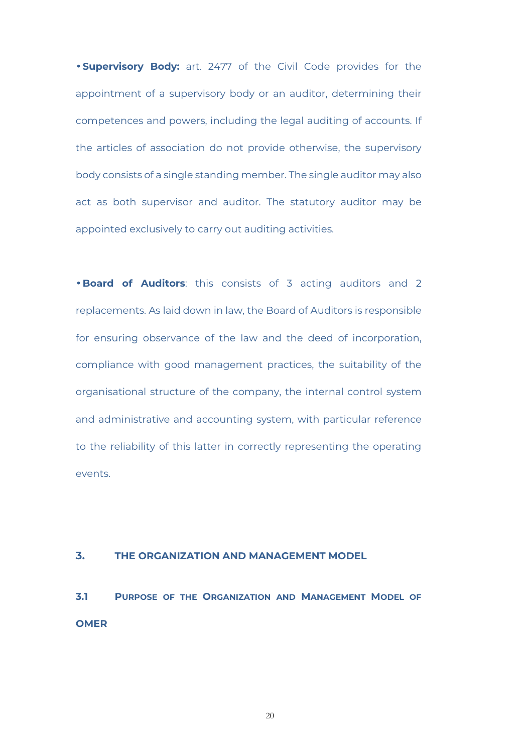- **Supervisory Body:** art. 2477 of the Civil Code provides for the appointment of a supervisory body or an auditor, determining their competences and powers, including the legal auditing of accounts. If the articles of association do not provide otherwise, the supervisory body consists of a single standing member. The single auditor may also act as both supervisor and auditor. The statutory auditor may be appointed exclusively to carry out auditing activities.

- **Board of Auditors**: this consists of 3 acting auditors and 2 replacements. As laid down in law, the Board of Auditors is responsible for ensuring observance of the law and the deed of incorporation, compliance with good management practices, the suitability of the organisational structure of the company, the internal control system and administrative and accounting system, with particular reference to the reliability of this latter in correctly representing the operating events.

## 3. THE ORGANIZATION AND MANAGEMENT MODEL

### 3.1 PURPOSE OF THE ORGANIZATION AND MANAGEMENT MODEL OF OMER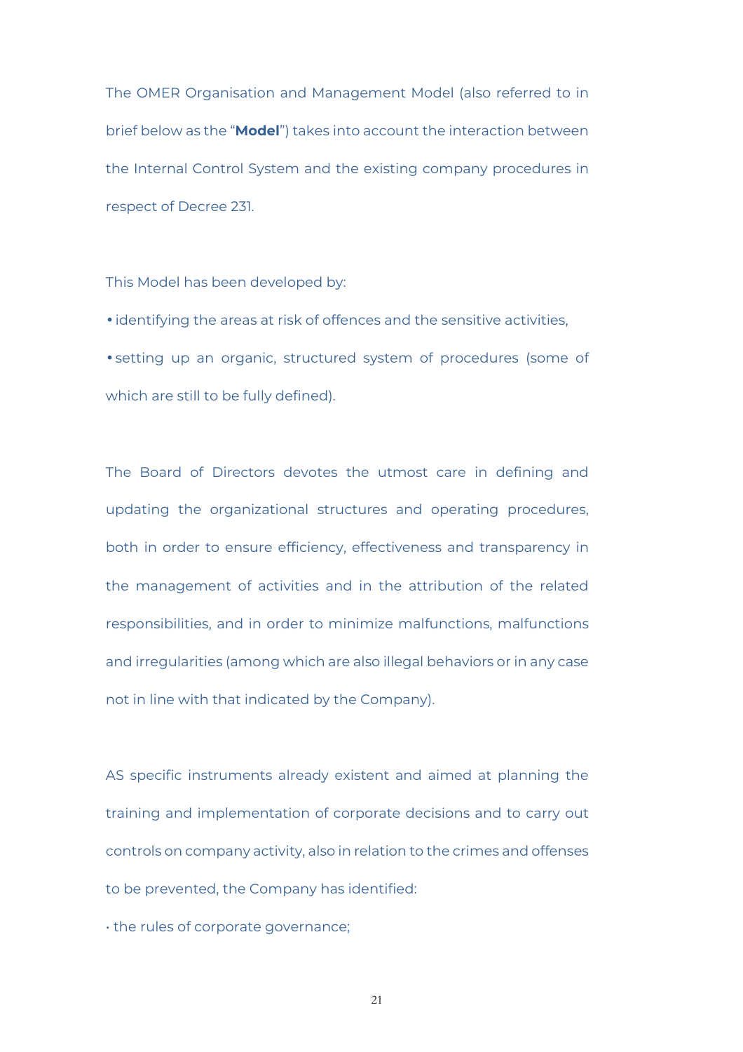The OMER Organisation and Management Model (also referred to in brief below as the "**Model**") takes into account the interaction between the Internal Control System and the existing company procedures in respect of Decree 231.

This Model has been developed by:

- identifying the areas at risk of offences and the sensitive activities,
- setting up an organic, structured system of procedures (some of which are still to be fully defined).

The Board of Directors devotes the utmost care in defining and updating the organizational structures and operating procedures, both in order to ensure efficiency, effectiveness and transparency in the management of activities and in the attribution of the related responsibilities, and in order to minimize malfunctions, malfunctions and irregularities (among which are also illegal behaviors or in any case not in line with that indicated by the Company).

AS specific instruments already existent and aimed at planning the training and implementation of corporate decisions and to carry out controls on company activity, also in relation to the crimes and offenses to be prevented, the Company has identified:

- the rules of corporate governance;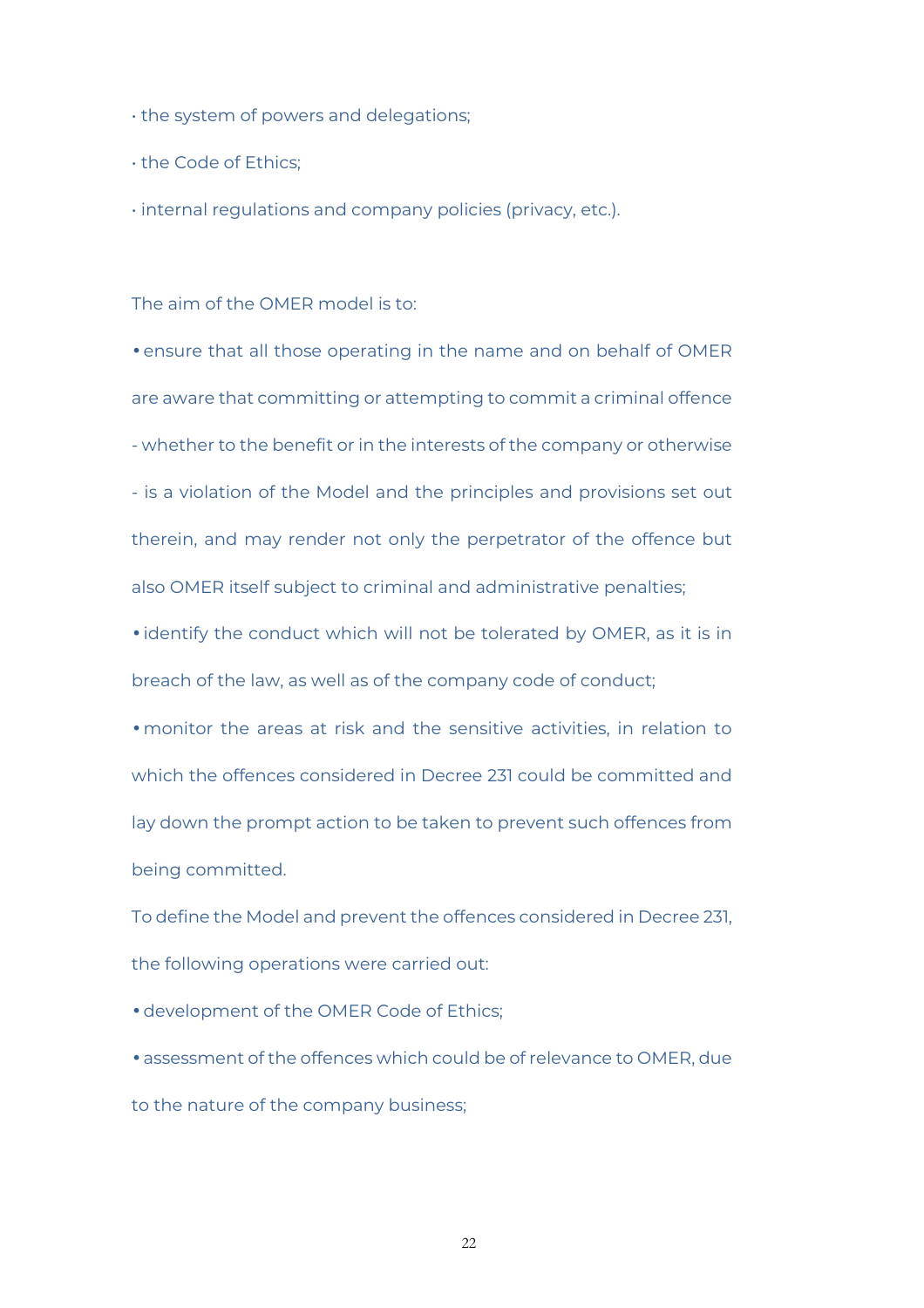- the system of powers and delegations;
- the Code of Ethics;
- internal regulations and company policies (privacy, etc.).

The aim of the OMER model is to:

- ensure that all those operating in the name and on behalf of OMER are aware that committing or attempting to commit a criminal offence - whether to the benefit or in the interests of the company or otherwise - is a violation of the Model and the principles and provisions set out therein, and may render not only the perpetrator of the offence but also OMER itself subject to criminal and administrative penalties;
- identify the conduct which will not be tolerated by OMER, as it is in breach of the law, as well as of the company code of conduct;
- monitor the areas at risk and the sensitive activities, in relation to which the offences considered in Decree 231 could be committed and lay down the prompt action to be taken to prevent such offences from being committed.

To define the Model and prevent the offences considered in Decree 231, the following operations were carried out:

- development of the OMER Code of Ethics;
- assessment of the offences which could be of relevance to OMER, due to the nature of the company business;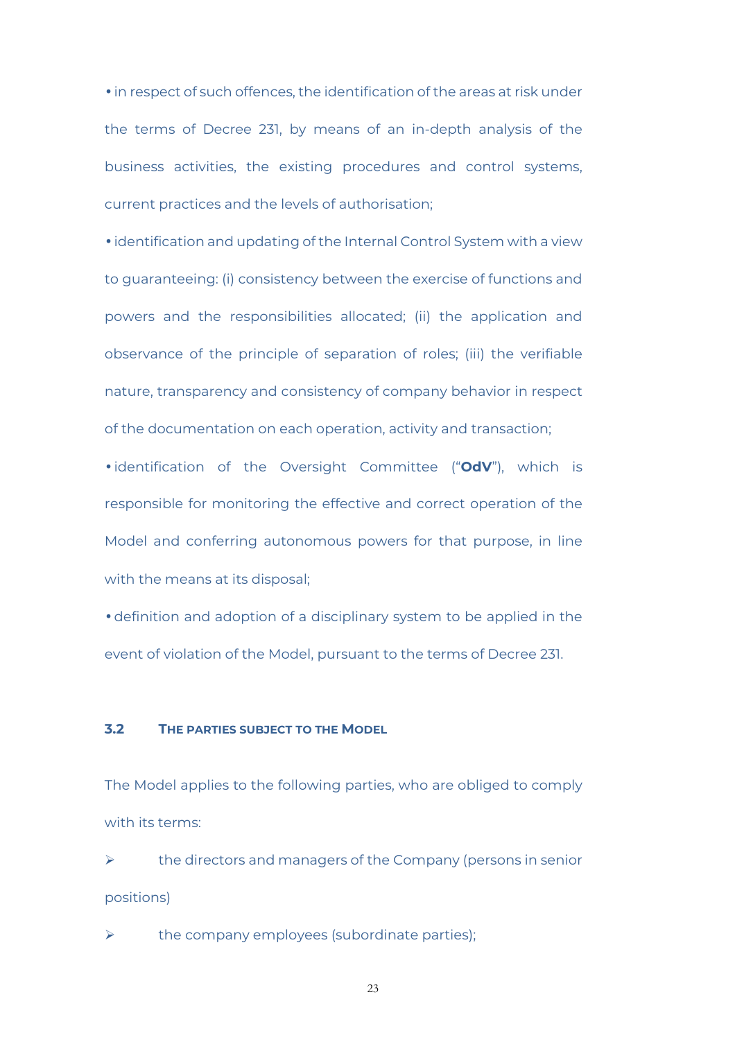• in respect of such offences, the identification of the areas at risk under the terms of Decree 231, by means of an in-depth analysis of the business activities, the existing procedures and control systems, current practices and the levels of authorisation;

• identification and updating of the Internal Control System with a view to guaranteeing: (i) consistency between the exercise of functions and powers and the responsibilities allocated; (ii) the application and observance of the principle of separation of roles; (iii) the verifiable nature, transparency and consistency of company behavior in respect of the documentation on each operation, activity and transaction;

• identification of the Oversight Committee ("**OdV**"), which is responsible for monitoring the effective and correct operation of the Model and conferring autonomous powers for that purpose, in line with the means at its disposal;

• definition and adoption of a disciplinary system to be applied in the event of violation of the Model, pursuant to the terms of Decree 231.

### 3.2 THE PARTIES SUBJECT TO THE MODEL

The Model applies to the following parties, who are obliged to comply with its terms:

- the directors and managers of the Company (persons in senior positions)
- the company employees (subordinate parties);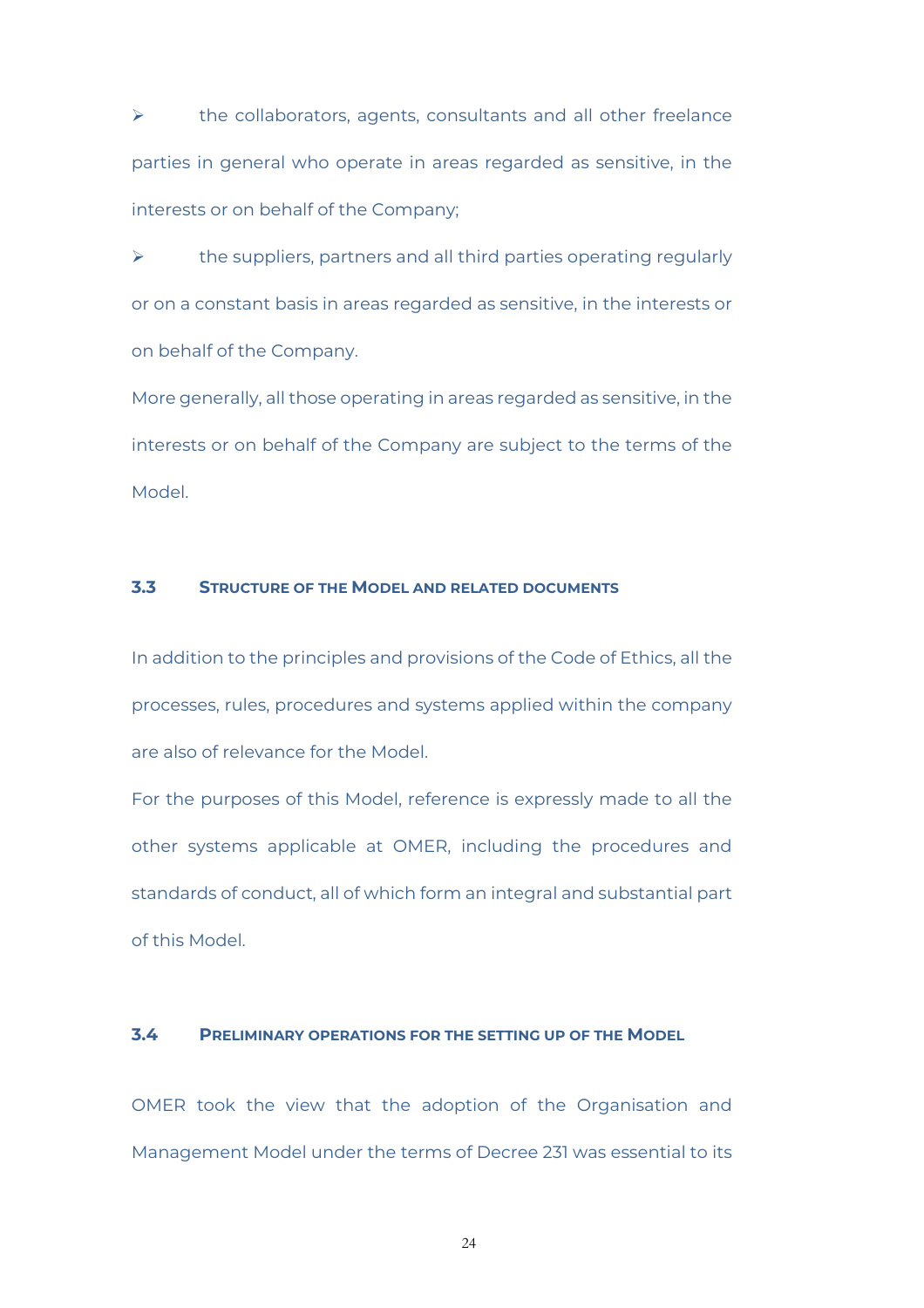- the collaborators, agents, consultants and all other freelance parties in general who operate in areas regarded as sensitive, in the interests or on behalf of the Company;
- the suppliers, partners and all third parties operating regularly or on a constant basis in areas regarded as sensitive, in the interests or on behalf of the Company.

More generally, all those operating in areas regarded as sensitive, in the interests or on behalf of the Company are subject to the terms of the Model.

### 3.3 STRUCTURE OF THE MODEL AND RELATED DOCUMENTS

In addition to the principles and provisions of the Code of Ethics, all the processes, rules, procedures and systems applied within the company are also of relevance for the Model.

For the purposes of this Model, reference is expressly made to all the other systems applicable at OMER, including the procedures and standards of conduct, all of which form an integral and substantial part of this Model.

### 3.4 PRELIMINARY OPERATIONS FOR THE SETTING UP OF THE MODEL

OMER took the view that the adoption of the Organisation and Management Model under the terms of Decree 231 was essential to its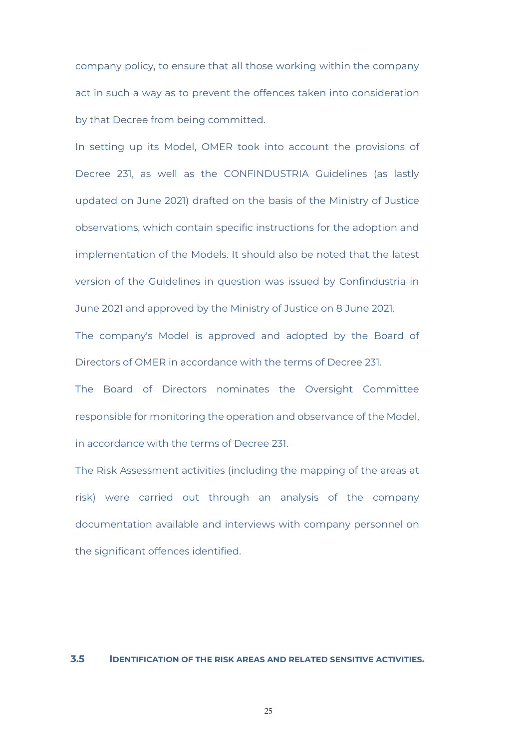company policy, to ensure that all those working within the company act in such a way as to prevent the offences taken into consideration by that Decree from being committed.

In setting up its Model, OMER took into account the provisions of Decree 231, as well as the CONFINDUSTRIA Guidelines (as lastly updated on June 2021) drafted on the basis of the Ministry of Justice observations, which contain specific instructions for the adoption and implementation of the Models. It should also be noted that the latest version of the Guidelines in question was issued by Confindustria in June 2021 and approved by the Ministry of Justice on 8 June 2021.

The company's Model is approved and adopted by the Board of Directors of OMER in accordance with the terms of Decree 231.

The Board of Directors nominates the Oversight Committee responsible for monitoring the operation and observance of the Model, in accordance with the terms of Decree 231.

The Risk Assessment activities (including the mapping of the areas at risk) were carried out through an analysis of the company documentation available and interviews with company personnel on the significant offences identified.

### 3.5 IDENTIFICATION OF THE RISK AREAS AND RELATED SENSITIVE ACTIVITIES.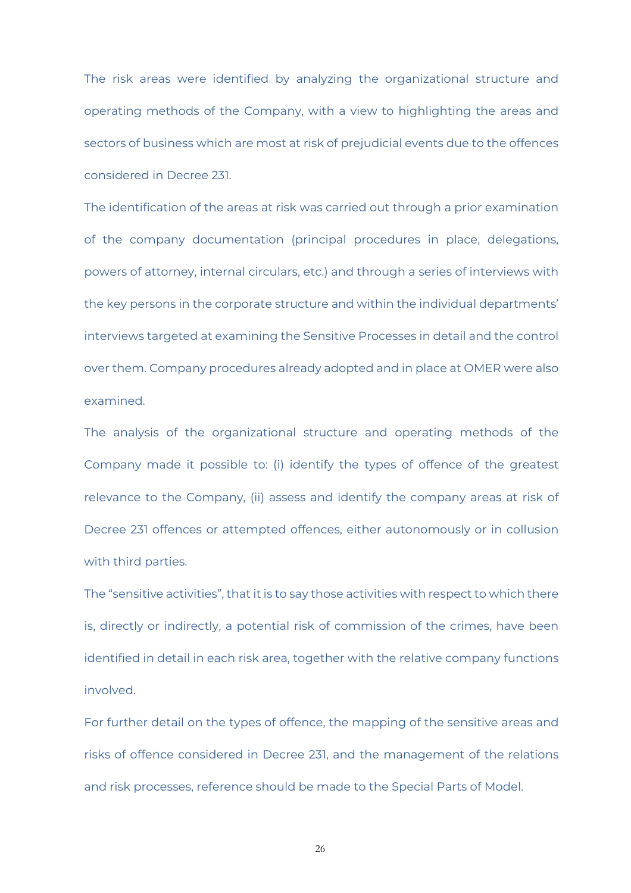The risk areas were identified by analyzing the organizational structure and operating methods of the Company, with a view to highlighting the areas and sectors of business which are most at risk of prejudicial events due to the offences considered in Decree 231.

The identification of the areas at risk was carried out through a prior examination of the company documentation (principal procedures in place, delegations, powers of attorney, internal circulars, etc.) and through a series of interviews with the key persons in the corporate structure and within the individual departments' interviews targeted at examining the Sensitive Processes in detail and the control over them. Company procedures already adopted and in place at OMER were also examined.

The analysis of the organizational structure and operating methods of the Company made it possible to: (i) identify the types of offence of the greatest relevance to the Company, (ii) assess and identify the company areas at risk of Decree 231 offences or attempted offences, either autonomously or in collusion with third parties.

The "sensitive activities", that it is to say those activities with respect to which there is, directly or indirectly, a potential risk of commission of the crimes, have been identified in detail in each risk area, together with the relative company functions involved.

For further detail on the types of offence, the mapping of the sensitive areas and risks of offence considered in Decree 231, and the management of the relations and risk processes, reference should be made to the Special Parts of Model.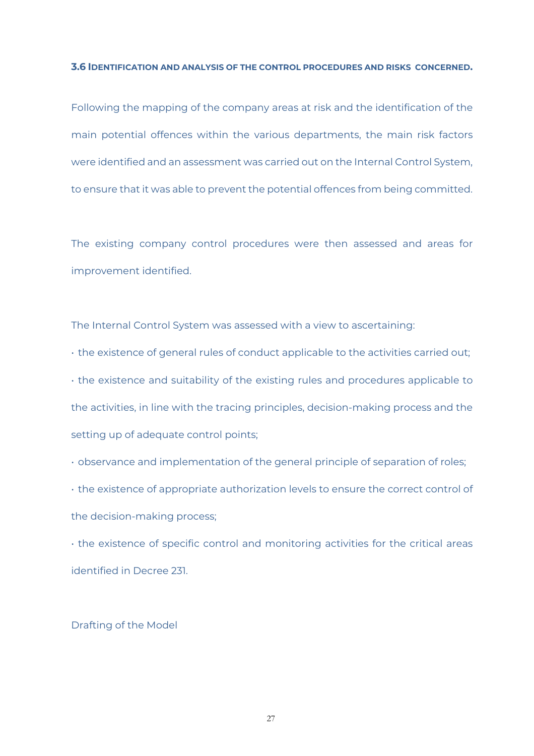### 3.6 IDENTIFICATION AND ANALYSIS OF THE CONTROL PROCEDURES AND RISKS CONCERNED.

Following the mapping of the company areas at risk and the identification of the main potential offences within the various departments, the main risk factors were identified and an assessment was carried out on the Internal Control System, to ensure that it was able to prevent the potential offences from being committed.

The existing company control procedures were then assessed and areas for improvement identified.

The Internal Control System was assessed with a view to ascertaining:

- the existence of general rules of conduct applicable to the activities carried out;
- the existence and suitability of the existing rules and procedures applicable to the activities, in line with the tracing principles, decision-making process and the setting up of adequate control points;
- observance and implementation of the general principle of separation of roles;
- the existence of appropriate authorization levels to ensure the correct control of the decision-making process;
- the existence of specific control and monitoring activities for the critical areas identified in Decree 231.

Drafting of the Model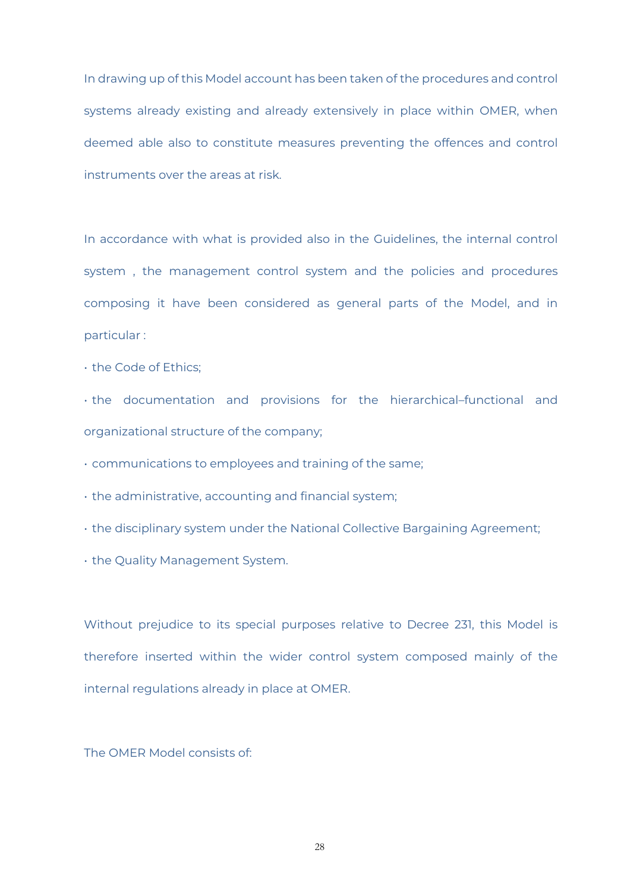In drawing up of this Model account has been taken of the procedures and control systems already existing and already extensively in place within OMER, when deemed able also to constitute measures preventing the offences and control instruments over the areas at risk.

In accordance with what is provided also in the Guidelines, the internal control system , the management control system and the policies and procedures composing it have been considered as general parts of the Model, and in particular :

- the Code of Ethics;
- the documentation and provisions for the hierarchical–functional and organizational structure of the company;
- communications to employees and training of the same;
- the administrative, accounting and financial system;
- the disciplinary system under the National Collective Bargaining Agreement;
- the Quality Management System.

Without prejudice to its special purposes relative to Decree 231, this Model is therefore inserted within the wider control system composed mainly of the internal regulations already in place at OMER.

The OMER Model consists of: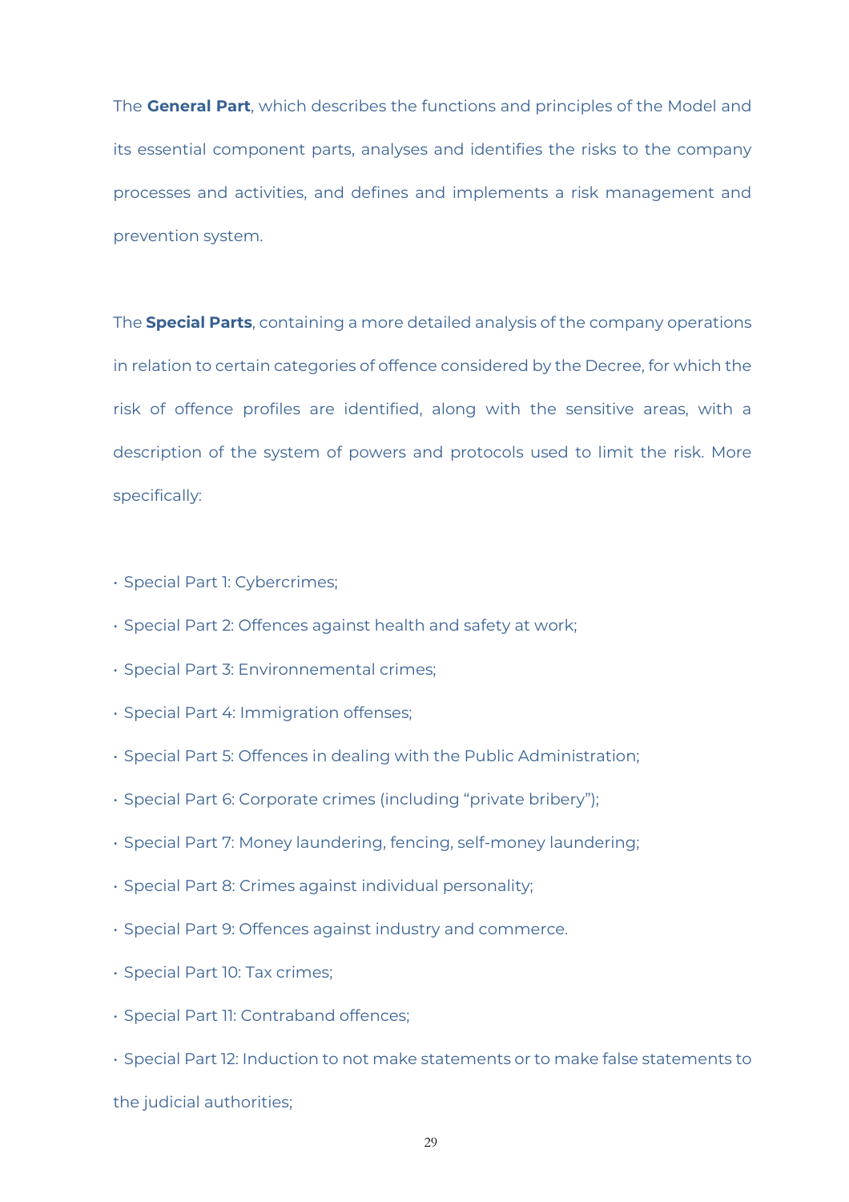The **General Part**, which describes the functions and principles of the Model and its essential component parts, analyses and identifies the risks to the company processes and activities, and defines and implements a risk management and prevention system.

The **Special Parts**, containing a more detailed analysis of the company operations in relation to certain categories of offence considered by the Decree, for which the risk of offence profiles are identified, along with the sensitive areas, with a description of the system of powers and protocols used to limit the risk. More specifically:

- Special Part 1: Cybercrimes;
- Special Part 2: Offences against health and safety at work;
- Special Part 3: Environnemental crimes;
- Special Part 4: Immigration offenses;
- Special Part 5: Offences in dealing with the Public Administration;
- Special Part 6: Corporate crimes (including "private bribery");
- Special Part 7: Money laundering, fencing, self-money laundering;
- Special Part 8: Crimes against individual personality;
- Special Part 9: Offences against industry and commerce.
- Special Part 10: Tax crimes;
- Special Part 11: Contraband offences;
- Special Part 12: Induction to not make statements or to make false statements to the judicial authorities;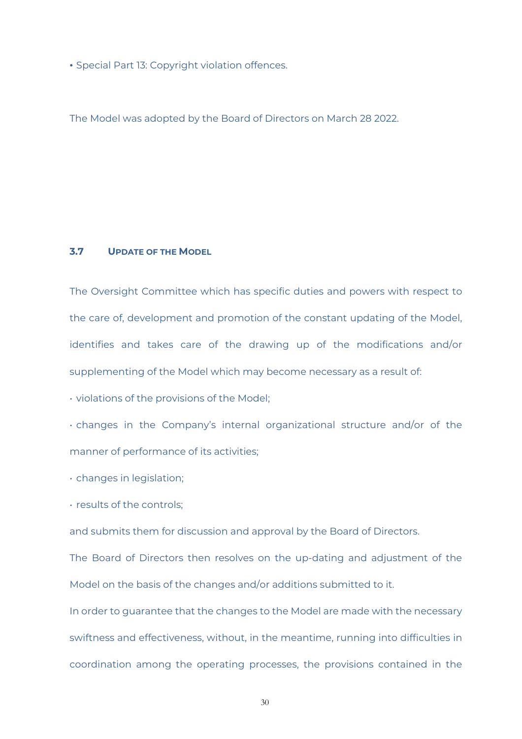• Special Part 13: Copyright violation offences.

The Model was adopted by the Board of Directors on March 28 2022.

### 3.7 UPDATE OF THE MODEL

The Oversight Committee which has specific duties and powers with respect to the care of, development and promotion of the constant updating of the Model, identifies and takes care of the drawing up of the modifications and/or supplementing of the Model which may become necessary as a result of:

- violations of the provisions of the Model;
- changes in the Company's internal organizational structure and/or of the manner of performance of its activities;
- changes in legislation;
- results of the controls;

and submits them for discussion and approval by the Board of Directors.

The Board of Directors then resolves on the up-dating and adjustment of the Model on the basis of the changes and/or additions submitted to it.

In order to guarantee that the changes to the Model are made with the necessary swiftness and effectiveness, without, in the meantime, running into difficulties in coordination among the operating processes, the provisions contained in the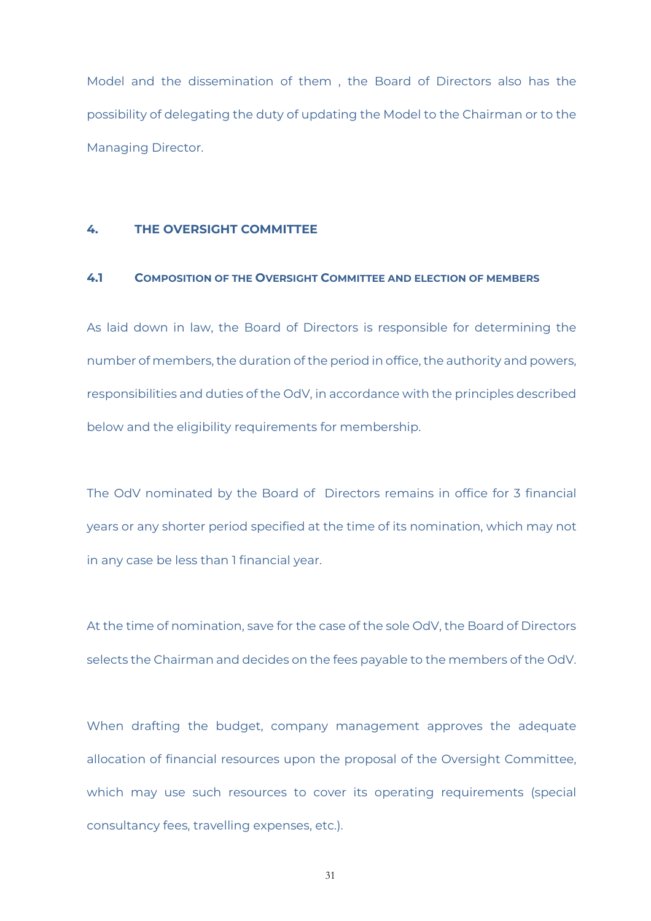Model and the dissemination of them , the Board of Directors also has the possibility of delegating the duty of updating the Model to the Chairman or to the Managing Director.

## 4. THE OVERSIGHT COMMITTEE

### 4.1 COMPOSITION OF THE OVERSIGHT COMMITTEE AND ELECTION OF MEMBERS

As laid down in law, the Board of Directors is responsible for determining the number of members, the duration of the period in office, the authority and powers, responsibilities and duties of the OdV, in accordance with the principles described below and the eligibility requirements for membership.

The OdV nominated by the Board of Directors remains in office for 3 financial years or any shorter period specified at the time of its nomination, which may not in any case be less than 1 financial year.

At the time of nomination, save for the case of the sole OdV, the Board of Directors selects the Chairman and decides on the fees payable to the members of the OdV.

When drafting the budget, company management approves the adequate allocation of financial resources upon the proposal of the Oversight Committee, which may use such resources to cover its operating requirements (special consultancy fees, travelling expenses, etc.).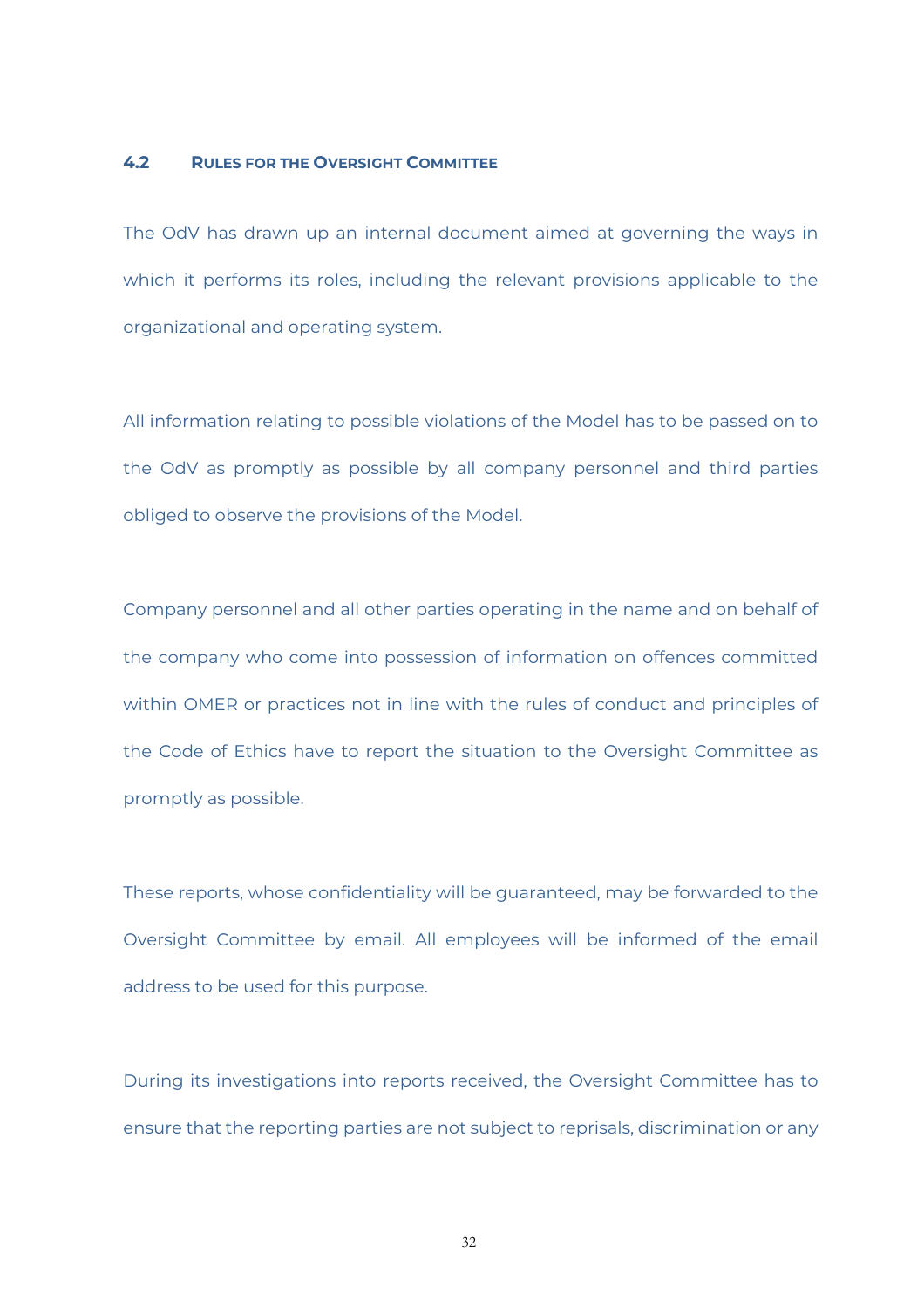### 4.2 Rules for the Oversight Committee

The OdV has drawn up an internal document aimed at governing the ways in which it performs its roles, including the relevant provisions applicable to the organizational and operating system.

All information relating to possible violations of the Model has to be passed on to the OdV as promptly as possible by all company personnel and third parties obliged to observe the provisions of the Model.

Company personnel and all other parties operating in the name and on behalf of the company who come into possession of information on offences committed within OMER or practices not in line with the rules of conduct and principles of the Code of Ethics have to report the situation to the Oversight Committee as promptly as possible.

These reports, whose confidentiality will be guaranteed, may be forwarded to the Oversight Committee by email. All employees will be informed of the email address to be used for this purpose.

During its investigations into reports received, the Oversight Committee has to ensure that the reporting parties are not subject to reprisals, discrimination or any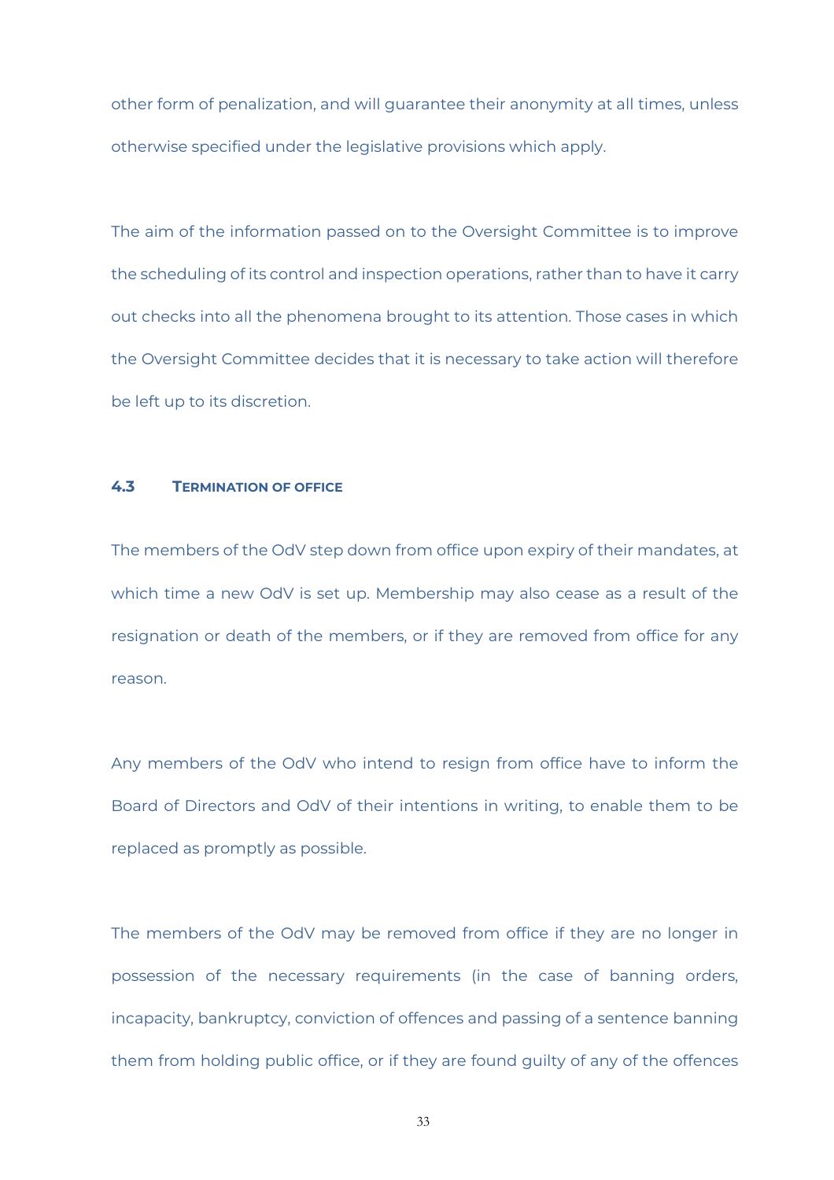other form of penalization, and will guarantee their anonymity at all times, unless otherwise specified under the legislative provisions which apply.

The aim of the information passed on to the Oversight Committee is to improve the scheduling of its control and inspection operations, rather than to have it carry out checks into all the phenomena brought to its attention. Those cases in which the Oversight Committee decides that it is necessary to take action will therefore be left up to its discretion.

### 4.3 Termination of office

The members of the OdV step down from office upon expiry of their mandates, at which time a new OdV is set up. Membership may also cease as a result of the resignation or death of the members, or if they are removed from office for any reason.

Any members of the OdV who intend to resign from office have to inform the Board of Directors and OdV of their intentions in writing, to enable them to be replaced as promptly as possible.

The members of the OdV may be removed from office if they are no longer in possession of the necessary requirements (in the case of banning orders, incapacity, bankruptcy, conviction of offences and passing of a sentence banning them from holding public office, or if they are found guilty of any of the offences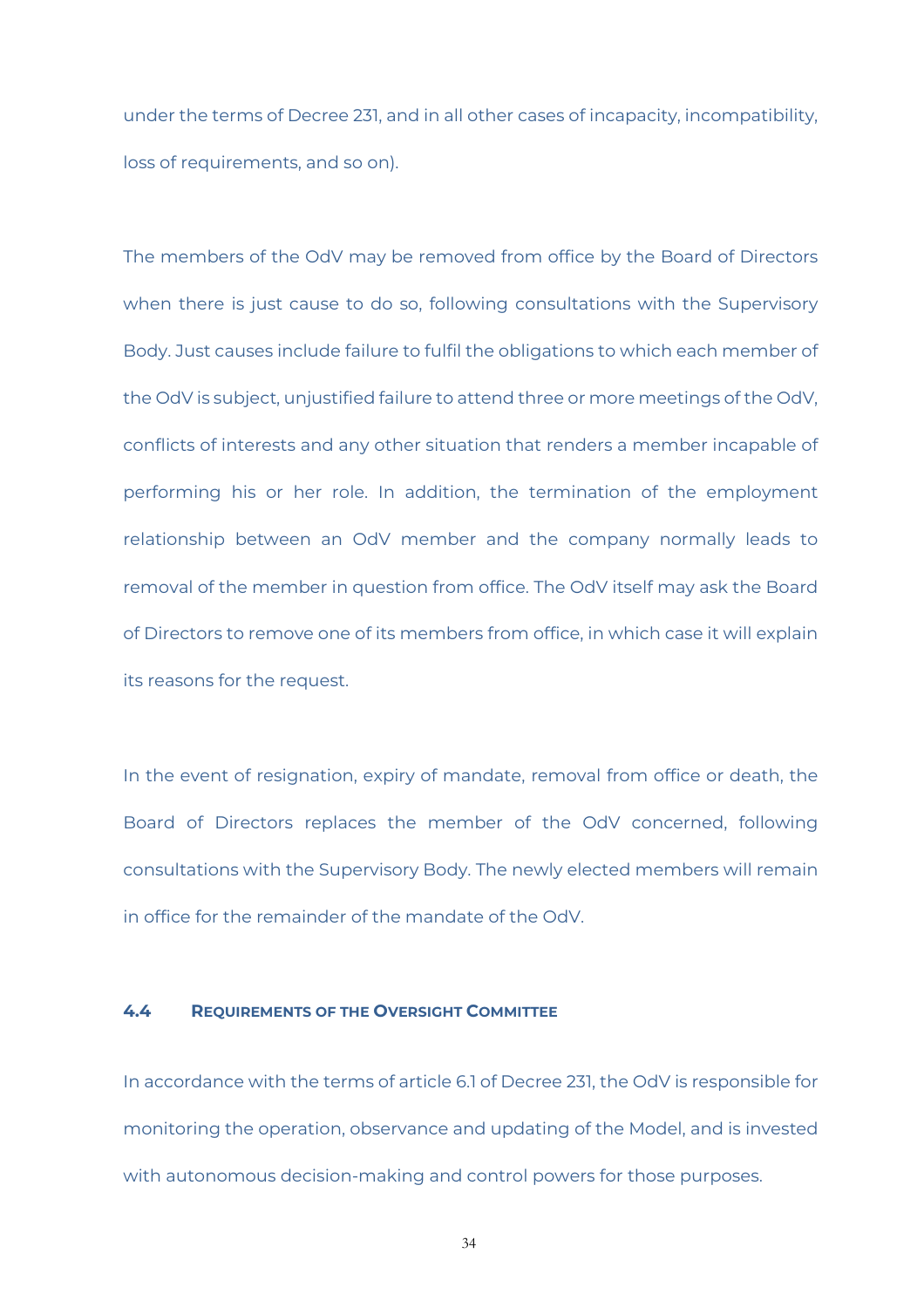under the terms of Decree 231, and in all other cases of incapacity, incompatibility, loss of requirements, and so on).

The members of the OdV may be removed from office by the Board of Directors when there is just cause to do so, following consultations with the Supervisory Body. Just causes include failure to fulfil the obligations to which each member of the OdV is subject, unjustified failure to attend three or more meetings of the OdV, conflicts of interests and any other situation that renders a member incapable of performing his or her role. In addition, the termination of the employment relationship between an OdV member and the company normally leads to removal of the member in question from office. The OdV itself may ask the Board of Directors to remove one of its members from office, in which case it will explain its reasons for the request.

In the event of resignation, expiry of mandate, removal from office or death, the Board of Directors replaces the member of the OdV concerned, following consultations with the Supervisory Body. The newly elected members will remain in office for the remainder of the mandate of the OdV.

### 4.4 Requirements of the Oversight Committee

In accordance with the terms of article 6.1 of Decree 231, the OdV is responsible for monitoring the operation, observance and updating of the Model, and is invested with autonomous decision-making and control powers for those purposes.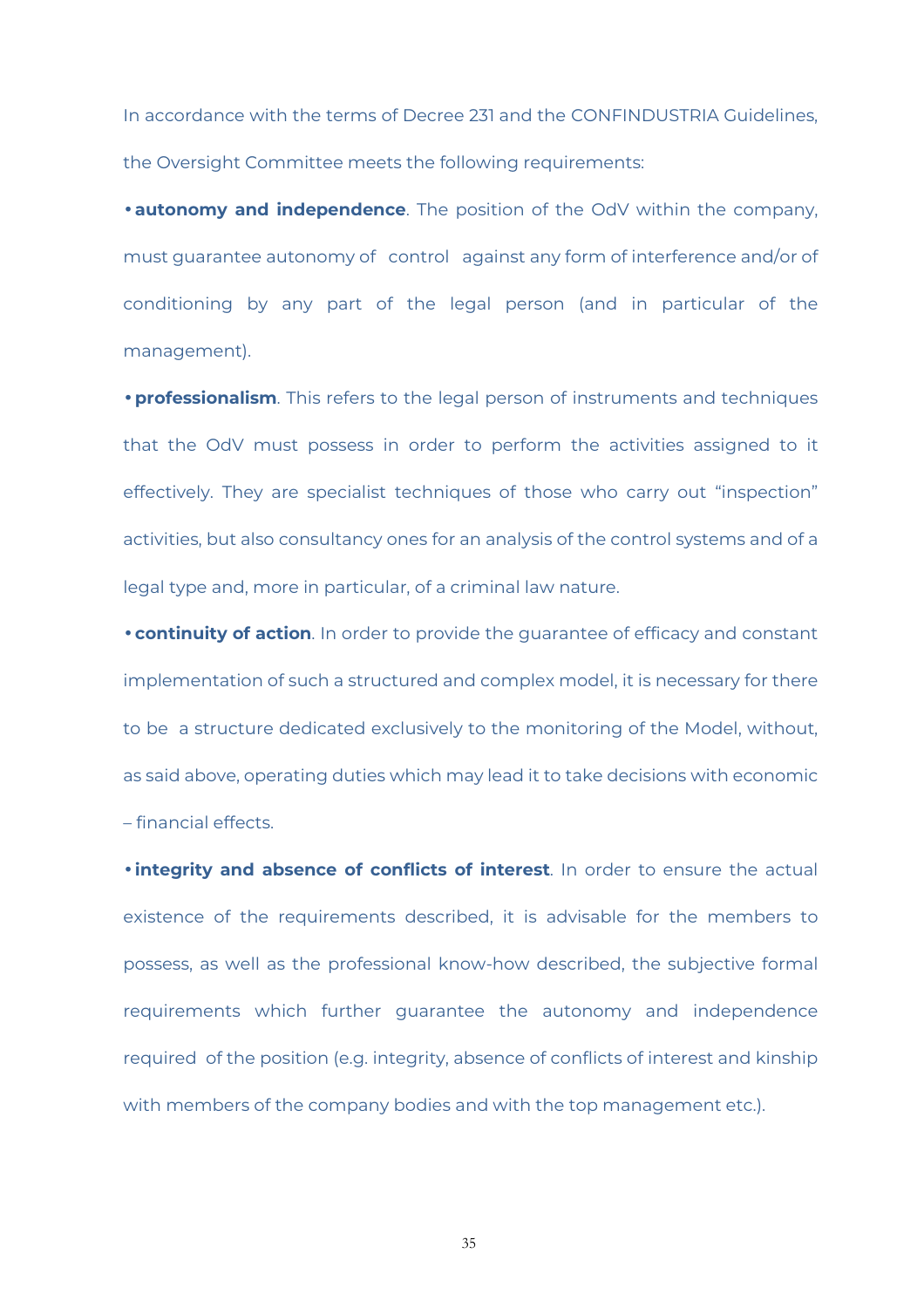In accordance with the terms of Decree 231 and the CONFINDUSTRIA Guidelines, the Oversight Committee meets the following requirements:

- **autonomy and independence**. The position of the OdV within the company, must guarantee autonomy of control against any form of interference and/or of conditioning by any part of the legal person (and in particular of the management).
- **professionalism**. This refers to the legal person of instruments and techniques that the OdV must possess in order to perform the activities assigned to it effectively. They are specialist techniques of those who carry out "inspection" activities, but also consultancy ones for an analysis of the control systems and of a legal type and, more in particular, of a criminal law nature.
- **continuity of action**. In order to provide the guarantee of efficacy and constant implementation of such a structured and complex model, it is necessary for there to be a structure dedicated exclusively to the monitoring of the Model, without, as said above, operating duties which may lead it to take decisions with economic – financial effects.
- **integrity and absence of conflicts of interest**. In order to ensure the actual existence of the requirements described, it is advisable for the members to possess, as well as the professional know-how described, the subjective formal requirements which further guarantee the autonomy and independence required of the position (e.g. integrity, absence of conflicts of interest and kinship with members of the company bodies and with the top management etc.).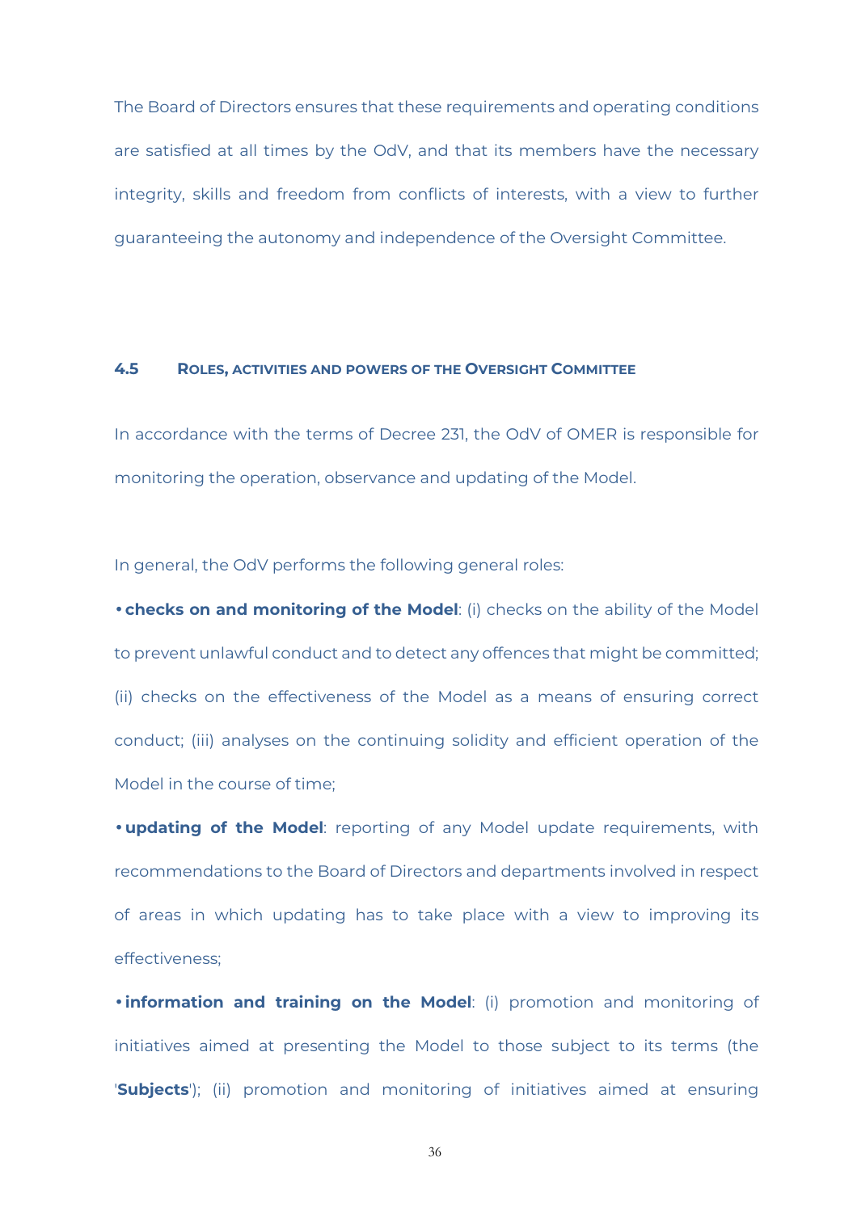The Board of Directors ensures that these requirements and operating conditions are satisfied at all times by the OdV, and that its members have the necessary integrity, skills and freedom from conflicts of interests, with a view to further guaranteeing the autonomy and independence of the Oversight Committee.

### 4.5 Roles, activities and powers of the Oversight Committee

In accordance with the terms of Decree 231, the OdV of OMER is responsible for monitoring the operation, observance and updating of the Model.

In general, the OdV performs the following general roles:

- **checks on and monitoring of the Model**: (i) checks on the ability of the Model to prevent unlawful conduct and to detect any offences that might be committed; (ii) checks on the effectiveness of the Model as a means of ensuring correct conduct; (iii) analyses on the continuing solidity and efficient operation of the Model in the course of time;
- **updating of the Model**: reporting of any Model update requirements, with recommendations to the Board of Directors and departments involved in respect of areas in which updating has to take place with a view to improving its effectiveness;
- **information and training on the Model**: (i) promotion and monitoring of initiatives aimed at presenting the Model to those subject to its terms (the '**Subjects**'); (ii) promotion and monitoring of initiatives aimed at ensuring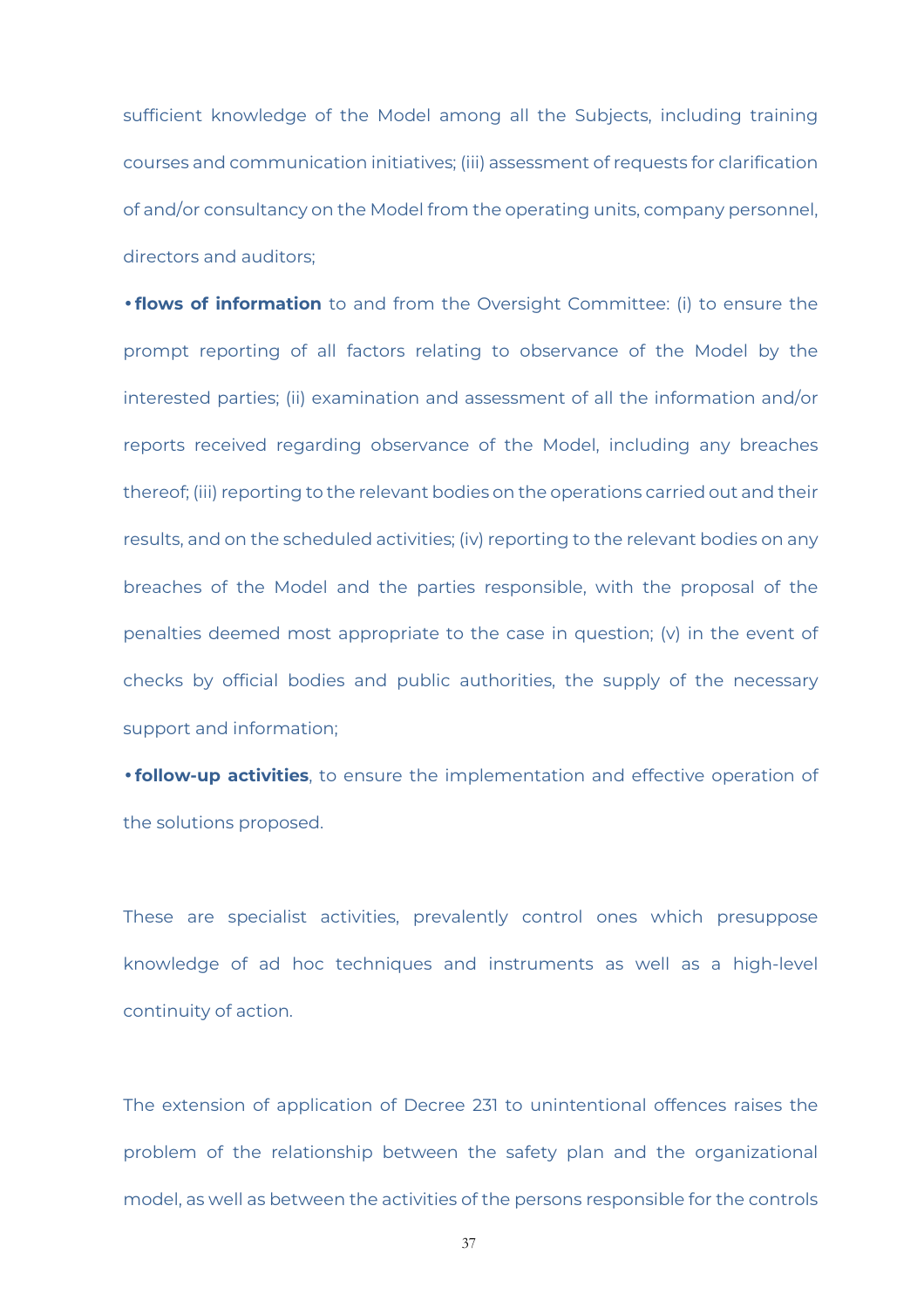sufficient knowledge of the Model among all the Subjects, including training courses and communication initiatives; (iii) assessment of requests for clarification of and/or consultancy on the Model from the operating units, company personnel, directors and auditors;

- **flows of information** to and from the Oversight Committee: (i) to ensure the prompt reporting of all factors relating to observance of the Model by the interested parties; (ii) examination and assessment of all the information and/or reports received regarding observance of the Model, including any breaches thereof; (iii) reporting to the relevant bodies on the operations carried out and their results, and on the scheduled activities; (iv) reporting to the relevant bodies on any breaches of the Model and the parties responsible, with the proposal of the penalties deemed most appropriate to the case in question; (v) in the event of checks by official bodies and public authorities, the supply of the necessary support and information;
- **follow-up activities**, to ensure the implementation and effective operation of the solutions proposed.

These are specialist activities, prevalently control ones which presuppose knowledge of ad hoc techniques and instruments as well as a high-level continuity of action.

The extension of application of Decree 231 to unintentional offences raises the problem of the relationship between the safety plan and the organizational model, as well as between the activities of the persons responsible for the controls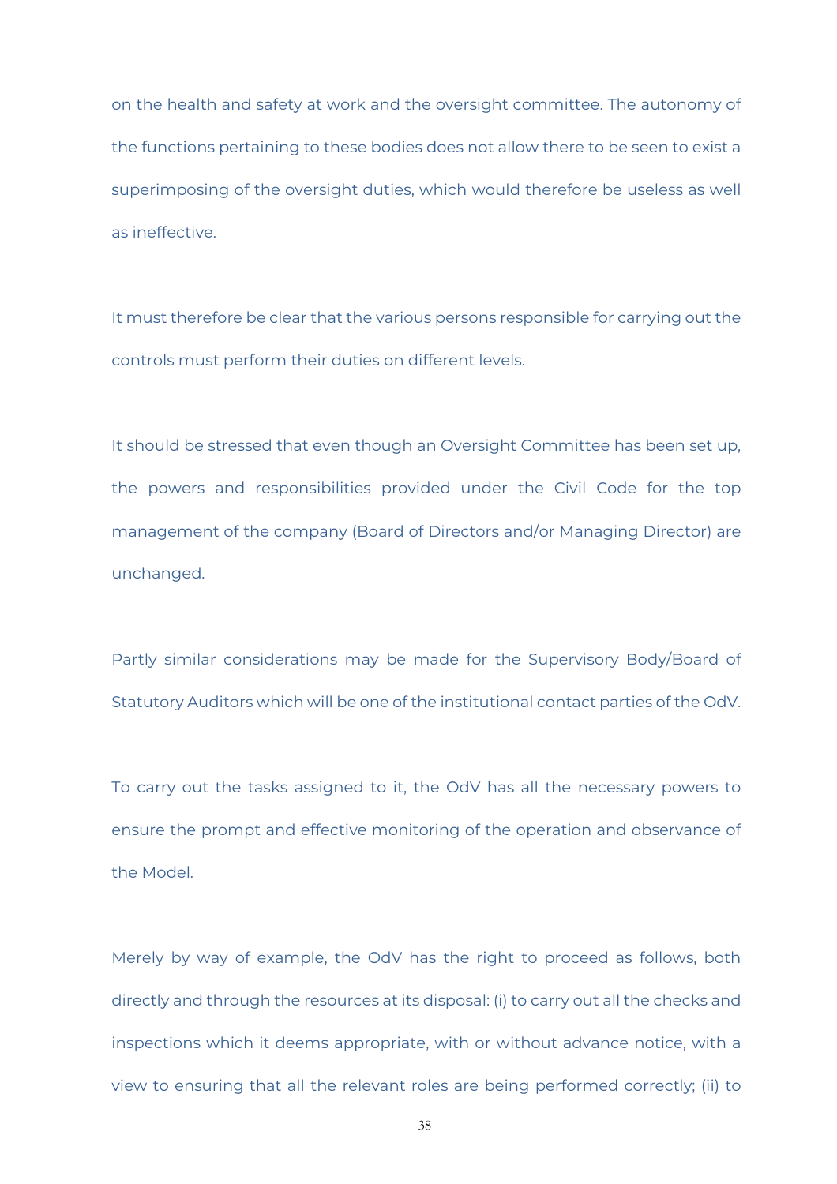on the health and safety at work and the oversight committee. The autonomy of the functions pertaining to these bodies does not allow there to be seen to exist a superimposing of the oversight duties, which would therefore be useless as well as ineffective.

It must therefore be clear that the various persons responsible for carrying out the controls must perform their duties on different levels.

It should be stressed that even though an Oversight Committee has been set up, the powers and responsibilities provided under the Civil Code for the top management of the company (Board of Directors and/or Managing Director) are unchanged.

Partly similar considerations may be made for the Supervisory Body/Board of Statutory Auditors which will be one of the institutional contact parties of the OdV.

To carry out the tasks assigned to it, the OdV has all the necessary powers to ensure the prompt and effective monitoring of the operation and observance of the Model.

Merely by way of example, the OdV has the right to proceed as follows, both directly and through the resources at its disposal: (i) to carry out all the checks and inspections which it deems appropriate, with or without advance notice, with a view to ensuring that all the relevant roles are being performed correctly; (ii) to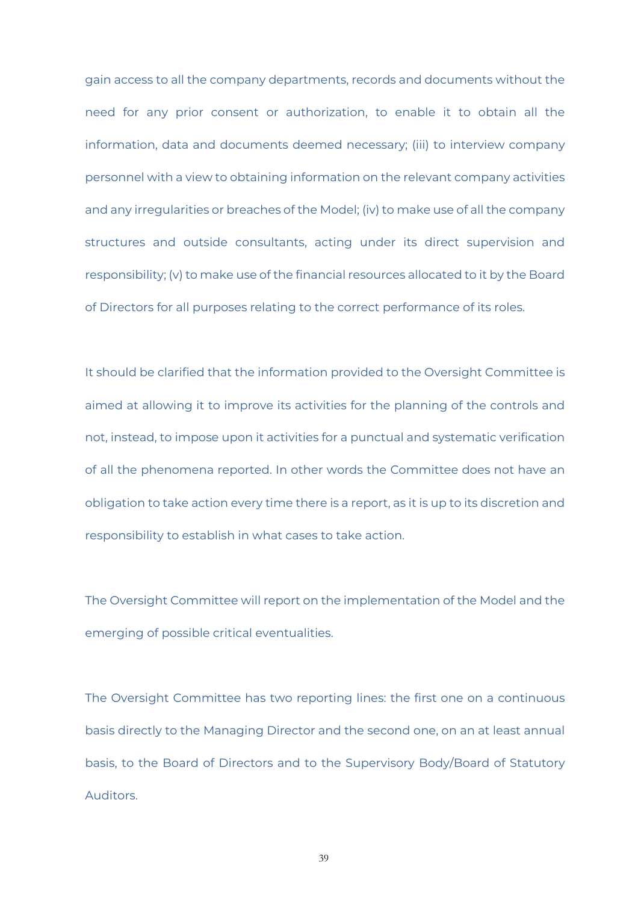gain access to all the company departments, records and documents without the need for any prior consent or authorization, to enable it to obtain all the information, data and documents deemed necessary; (iii) to interview company personnel with a view to obtaining information on the relevant company activities and any irregularities or breaches of the Model; (iv) to make use of all the company structures and outside consultants, acting under its direct supervision and responsibility; (v) to make use of the financial resources allocated to it by the Board of Directors for all purposes relating to the correct performance of its roles.

It should be clarified that the information provided to the Oversight Committee is aimed at allowing it to improve its activities for the planning of the controls and not, instead, to impose upon it activities for a punctual and systematic verification of all the phenomena reported. In other words the Committee does not have an obligation to take action every time there is a report, as it is up to its discretion and responsibility to establish in what cases to take action.

The Oversight Committee will report on the implementation of the Model and the emerging of possible critical eventualities.

The Oversight Committee has two reporting lines: the first one on a continuous basis directly to the Managing Director and the second one, on an at least annual basis, to the Board of Directors and to the Supervisory Body/Board of Statutory Auditors.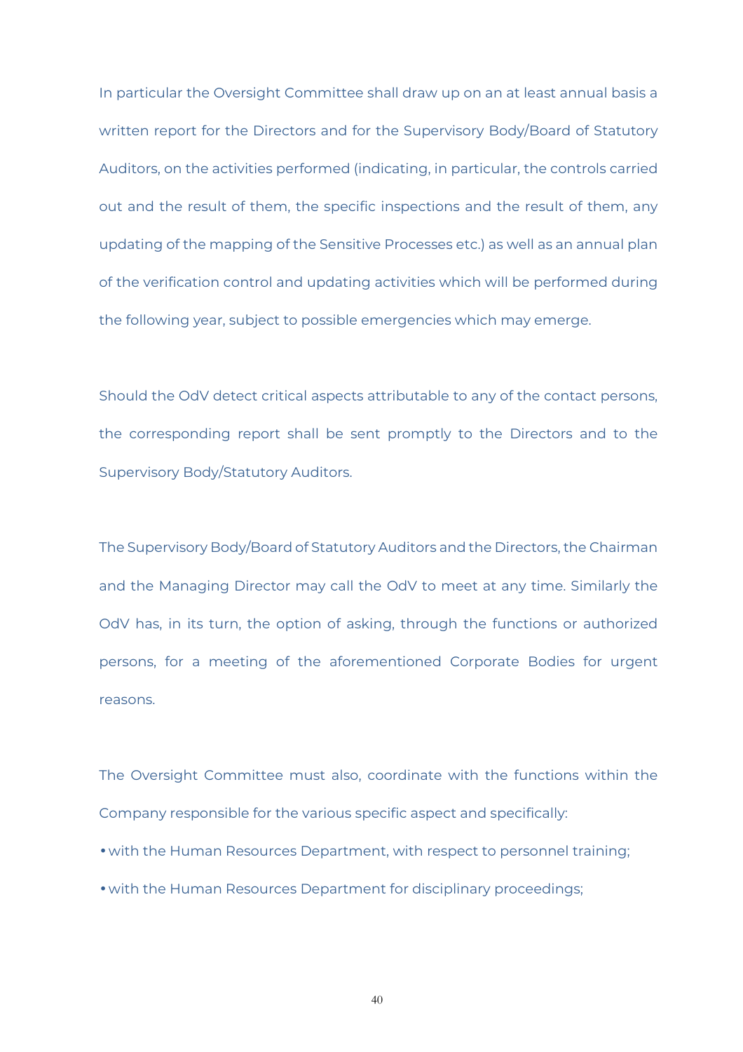In particular the Oversight Committee shall draw up on an at least annual basis a written report for the Directors and for the Supervisory Body/Board of Statutory Auditors, on the activities performed (indicating, in particular, the controls carried out and the result of them, the specific inspections and the result of them, any updating of the mapping of the Sensitive Processes etc.) as well as an annual plan of the verification control and updating activities which will be performed during the following year, subject to possible emergencies which may emerge.

Should the OdV detect critical aspects attributable to any of the contact persons, the corresponding report shall be sent promptly to the Directors and to the Supervisory Body/Statutory Auditors.

The Supervisory Body/Board of Statutory Auditors and the Directors, the Chairman and the Managing Director may call the OdV to meet at any time. Similarly the OdV has, in its turn, the option of asking, through the functions or authorized persons, for a meeting of the aforementioned Corporate Bodies for urgent reasons.

The Oversight Committee must also, coordinate with the functions within the Company responsible for the various specific aspect and specifically:

- with the Human Resources Department, with respect to personnel training;
- with the Human Resources Department for disciplinary proceedings;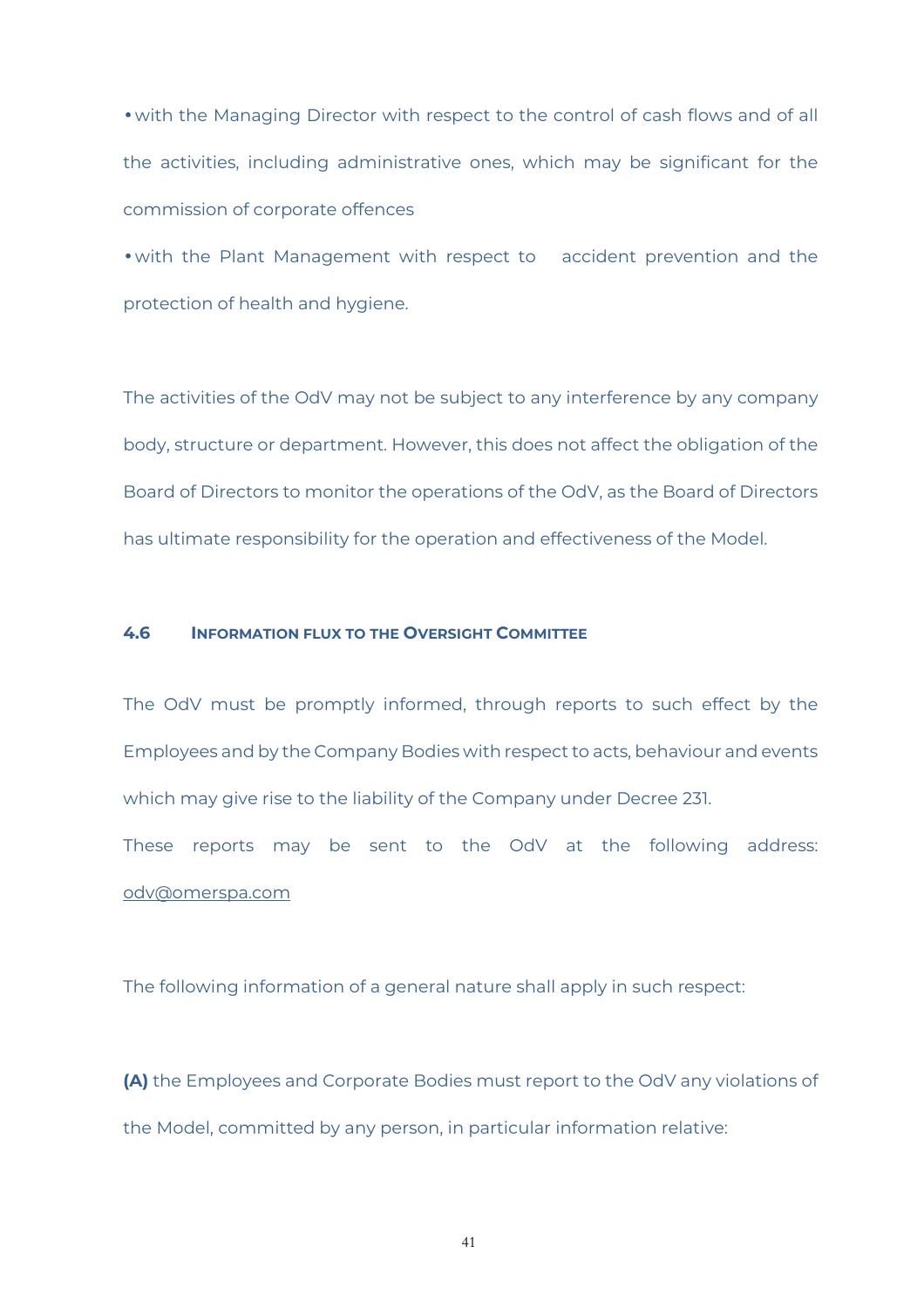- with the Managing Director with respect to the control of cash flows and of all the activities, including administrative ones, which may be significant for the commission of corporate offences
- with the Plant Management with respect to accident prevention and the protection of health and hygiene.

The activities of the OdV may not be subject to any interference by any company body, structure or department. However, this does not affect the obligation of the Board of Directors to monitor the operations of the OdV, as the Board of Directors has ultimate responsibility for the operation and effectiveness of the Model.

### 4.6 Information flux to the Oversight Committee

The OdV must be promptly informed, through reports to such effect by the Employees and by the Company Bodies with respect to acts, behaviour and events which may give rise to the liability of the Company under Decree 231.
These reports may be sent to the OdV at the following address: odv@omerspa.com

The following information of a general nature shall apply in such respect:

**(A)** the Employees and Corporate Bodies must report to the OdV any violations of the Model, committed by any person, in particular information relative: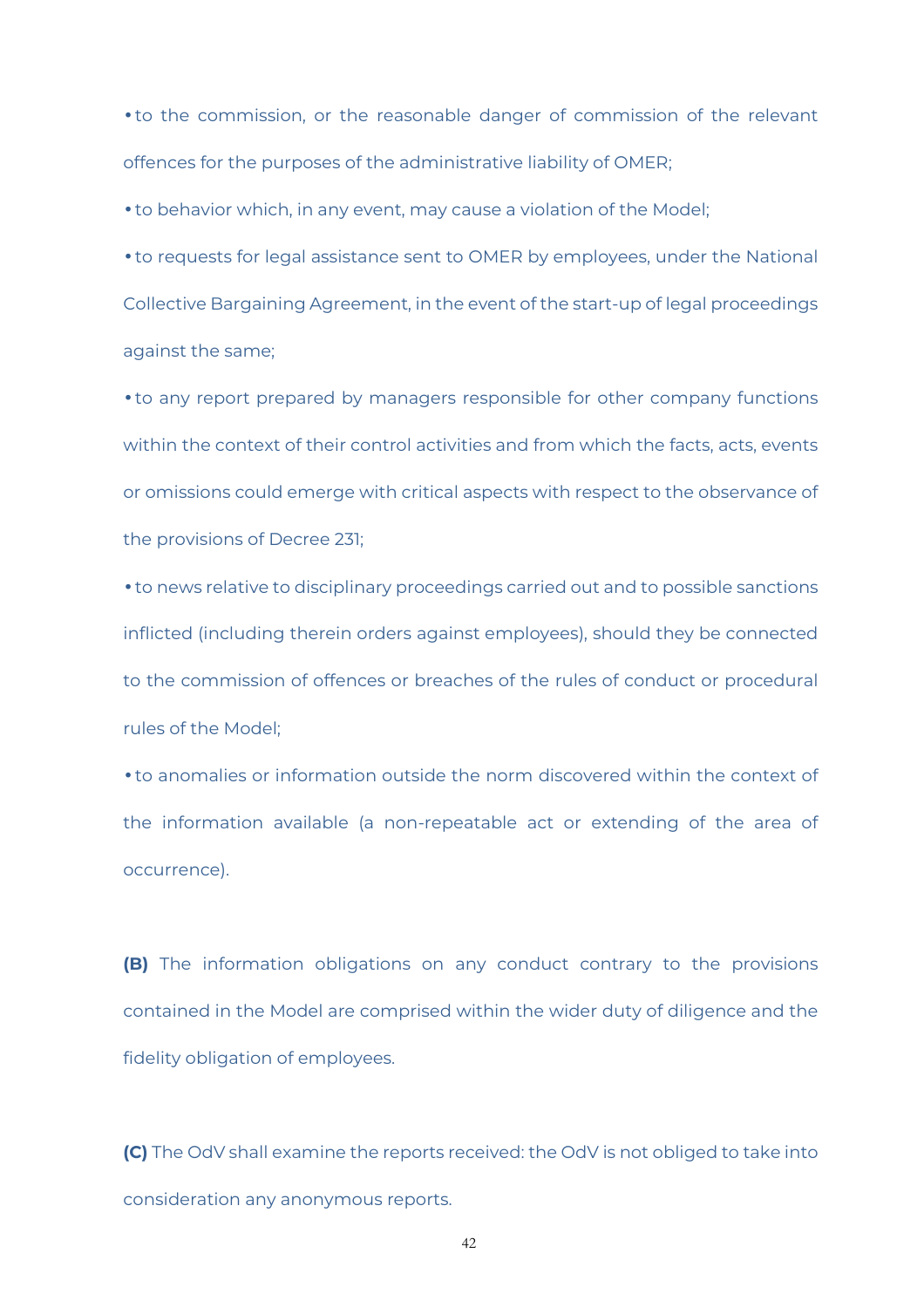- to the commission, or the reasonable danger of commission of the relevant offences for the purposes of the administrative liability of OMER;
- to behavior which, in any event, may cause a violation of the Model;
- to requests for legal assistance sent to OMER by employees, under the National Collective Bargaining Agreement, in the event of the start-up of legal proceedings against the same;
- to any report prepared by managers responsible for other company functions within the context of their control activities and from which the facts, acts, events or omissions could emerge with critical aspects with respect to the observance of the provisions of Decree 231;
- to news relative to disciplinary proceedings carried out and to possible sanctions inflicted (including therein orders against employees), should they be connected to the commission of offences or breaches of the rules of conduct or procedural rules of the Model;
- to anomalies or information outside the norm discovered within the context of the information available (a non-repeatable act or extending of the area of occurrence).

**(B)** The information obligations on any conduct contrary to the provisions contained in the Model are comprised within the wider duty of diligence and the fidelity obligation of employees.

**(C)** The OdV shall examine the reports received: the OdV is not obliged to take into consideration any anonymous reports.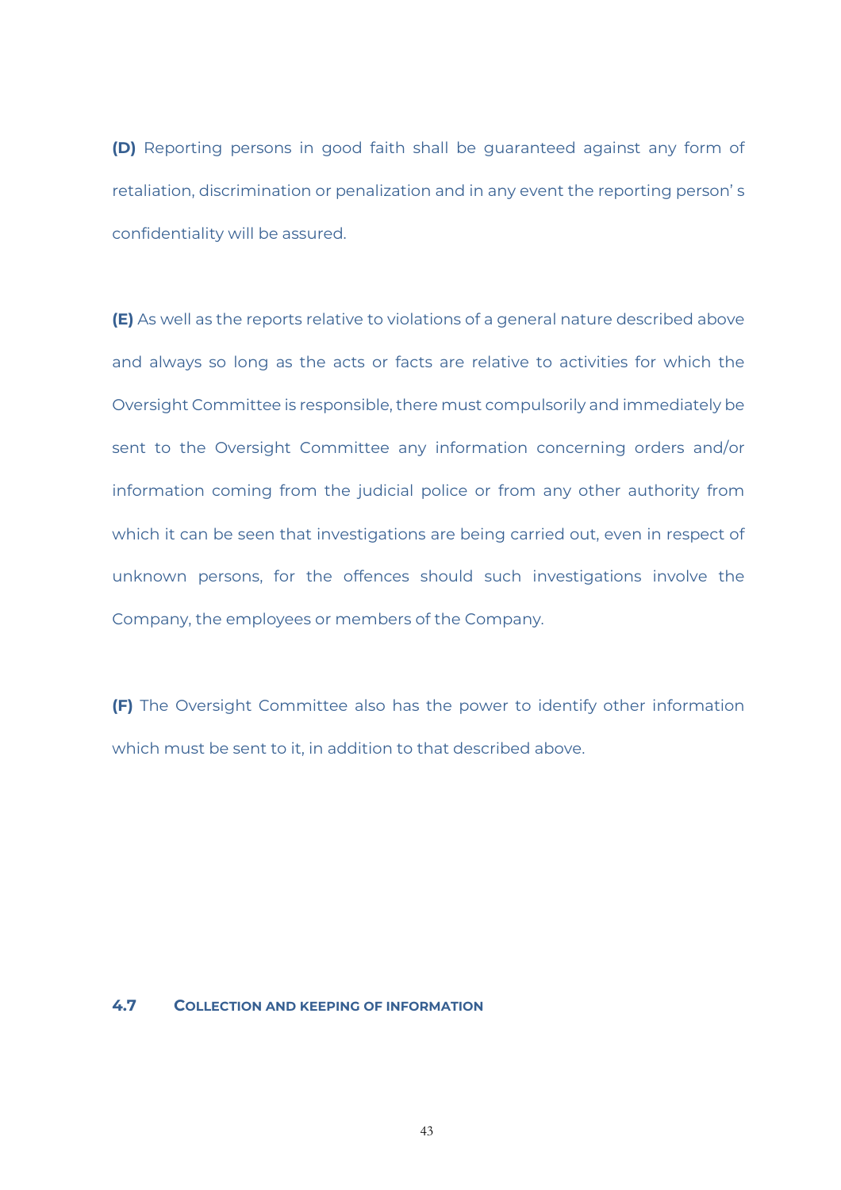**(D)** Reporting persons in good faith shall be guaranteed against any form of retaliation, discrimination or penalization and in any event the reporting person' s confidentiality will be assured.

**(E)** As well as the reports relative to violations of a general nature described above and always so long as the acts or facts are relative to activities for which the Oversight Committee is responsible, there must compulsorily and immediately be sent to the Oversight Committee any information concerning orders and/or information coming from the judicial police or from any other authority from which it can be seen that investigations are being carried out, even in respect of unknown persons, for the offences should such investigations involve the Company, the employees or members of the Company.

**(F)** The Oversight Committee also has the power to identify other information which must be sent to it, in addition to that described above.

### 4.7 COLLECTION AND KEEPING OF INFORMATION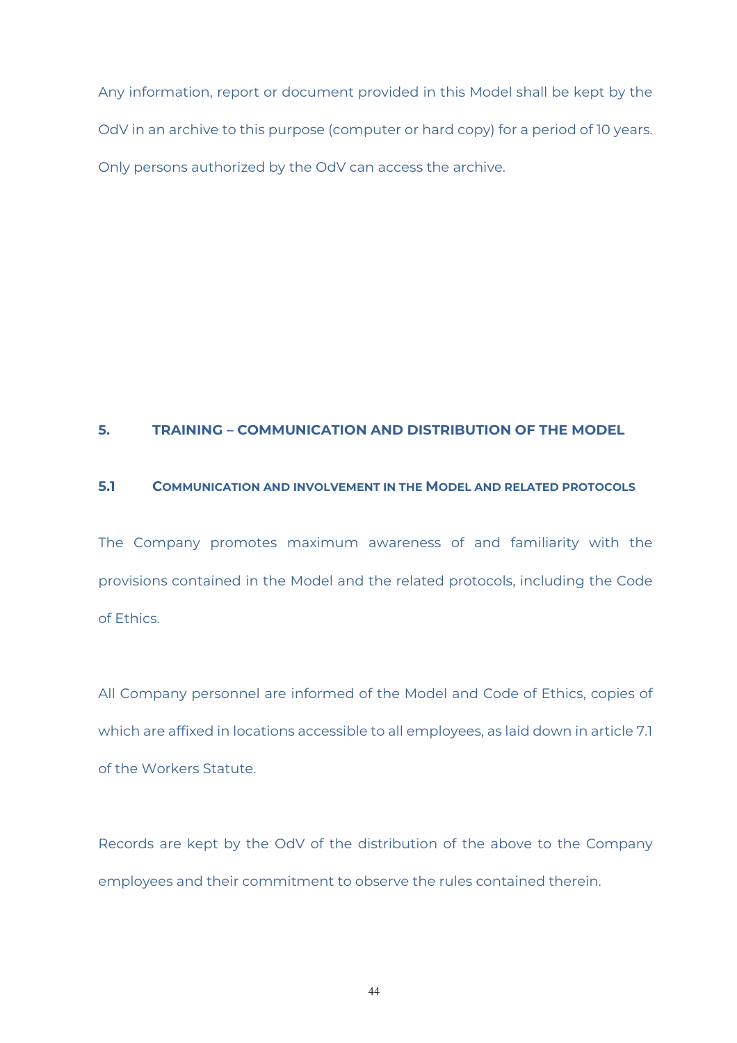Any information, report or document provided in this Model shall be kept by the OdV in an archive to this purpose (computer or hard copy) for a period of 10 years. Only persons authorized by the OdV can access the archive.

## 5. TRAINING – COMMUNICATION AND DISTRIBUTION OF THE MODEL

### 5.1 COMMUNICATION AND INVOLVEMENT IN THE MODEL AND RELATED PROTOCOLS

The Company promotes maximum awareness of and familiarity with the provisions contained in the Model and the related protocols, including the Code of Ethics.

All Company personnel are informed of the Model and Code of Ethics, copies of which are affixed in locations accessible to all employees, as laid down in article 7.1 of the Workers Statute.

Records are kept by the OdV of the distribution of the above to the Company employees and their commitment to observe the rules contained therein.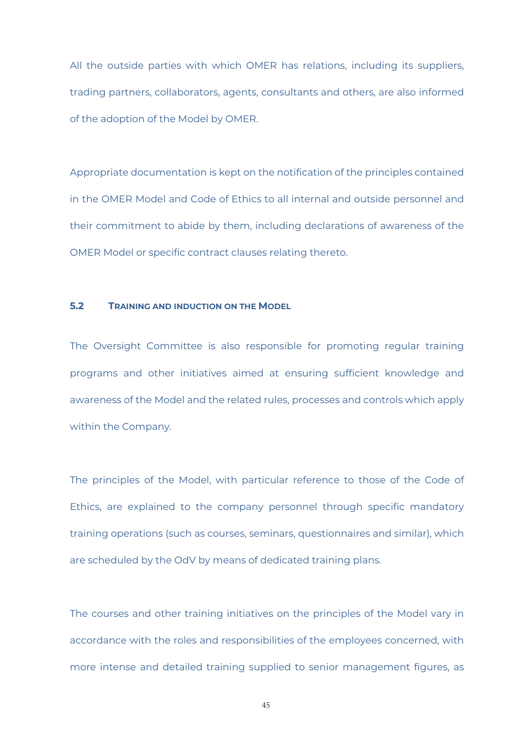All the outside parties with which OMER has relations, including its suppliers, trading partners, collaborators, agents, consultants and others, are also informed of the adoption of the Model by OMER.

Appropriate documentation is kept on the notification of the principles contained in the OMER Model and Code of Ethics to all internal and outside personnel and their commitment to abide by them, including declarations of awareness of the OMER Model or specific contract clauses relating thereto.

### 5.2 TRAINING AND INDUCTION ON THE MODEL

The Oversight Committee is also responsible for promoting regular training programs and other initiatives aimed at ensuring sufficient knowledge and awareness of the Model and the related rules, processes and controls which apply within the Company.

The principles of the Model, with particular reference to those of the Code of Ethics, are explained to the company personnel through specific mandatory training operations (such as courses, seminars, questionnaires and similar), which are scheduled by the OdV by means of dedicated training plans.

The courses and other training initiatives on the principles of the Model vary in accordance with the roles and responsibilities of the employees concerned, with more intense and detailed training supplied to senior management figures, as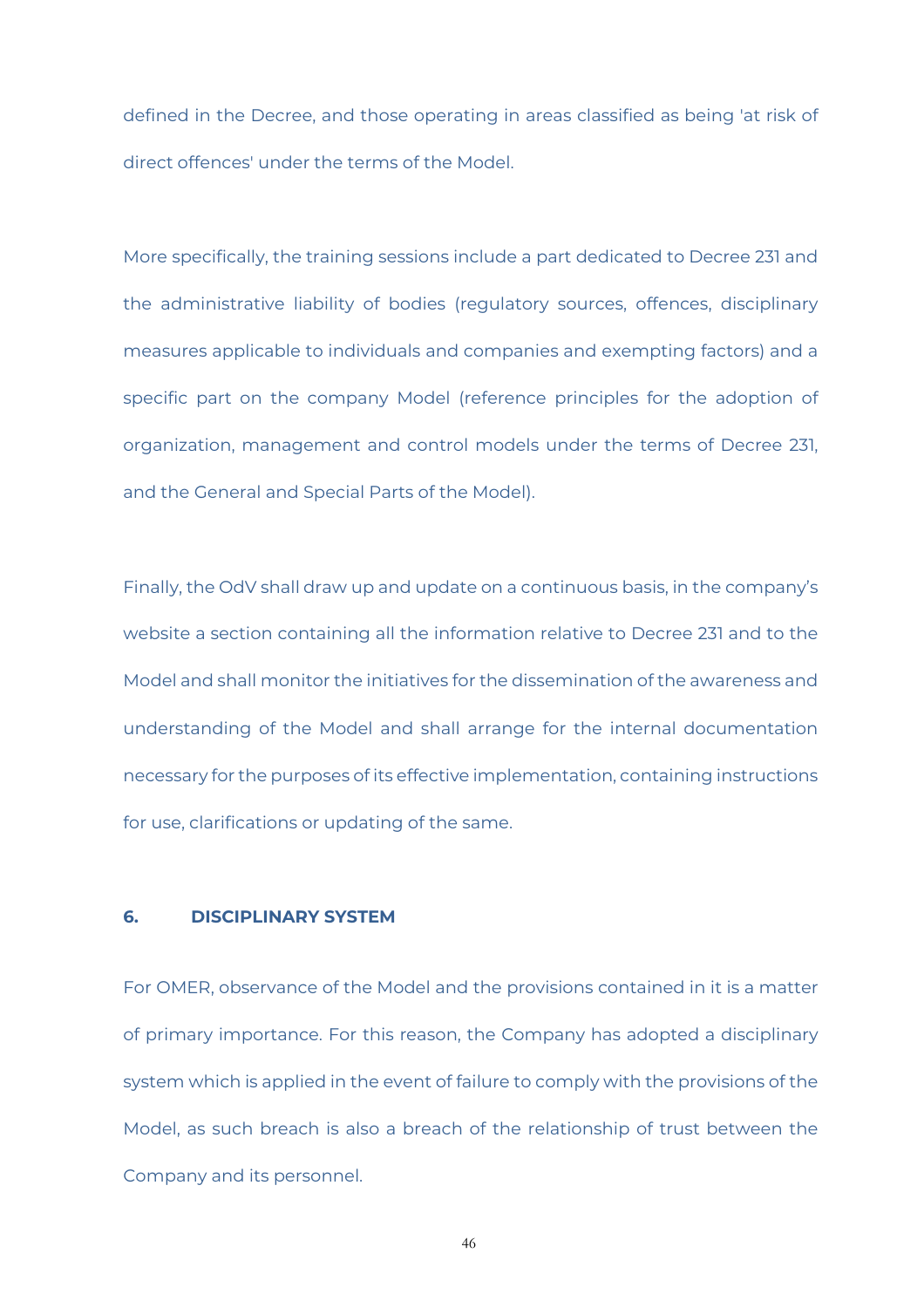defined in the Decree, and those operating in areas classified as being 'at risk of direct offences' under the terms of the Model.

More specifically, the training sessions include a part dedicated to Decree 231 and the administrative liability of bodies (regulatory sources, offences, disciplinary measures applicable to individuals and companies and exempting factors) and a specific part on the company Model (reference principles for the adoption of organization, management and control models under the terms of Decree 231, and the General and Special Parts of the Model).

Finally, the OdV shall draw up and update on a continuous basis, in the company's website a section containing all the information relative to Decree 231 and to the Model and shall monitor the initiatives for the dissemination of the awareness and understanding of the Model and shall arrange for the internal documentation necessary for the purposes of its effective implementation, containing instructions for use, clarifications or updating of the same.

## 6. DISCIPLINARY SYSTEM

For OMER, observance of the Model and the provisions contained in it is a matter of primary importance. For this reason, the Company has adopted a disciplinary system which is applied in the event of failure to comply with the provisions of the Model, as such breach is also a breach of the relationship of trust between the Company and its personnel.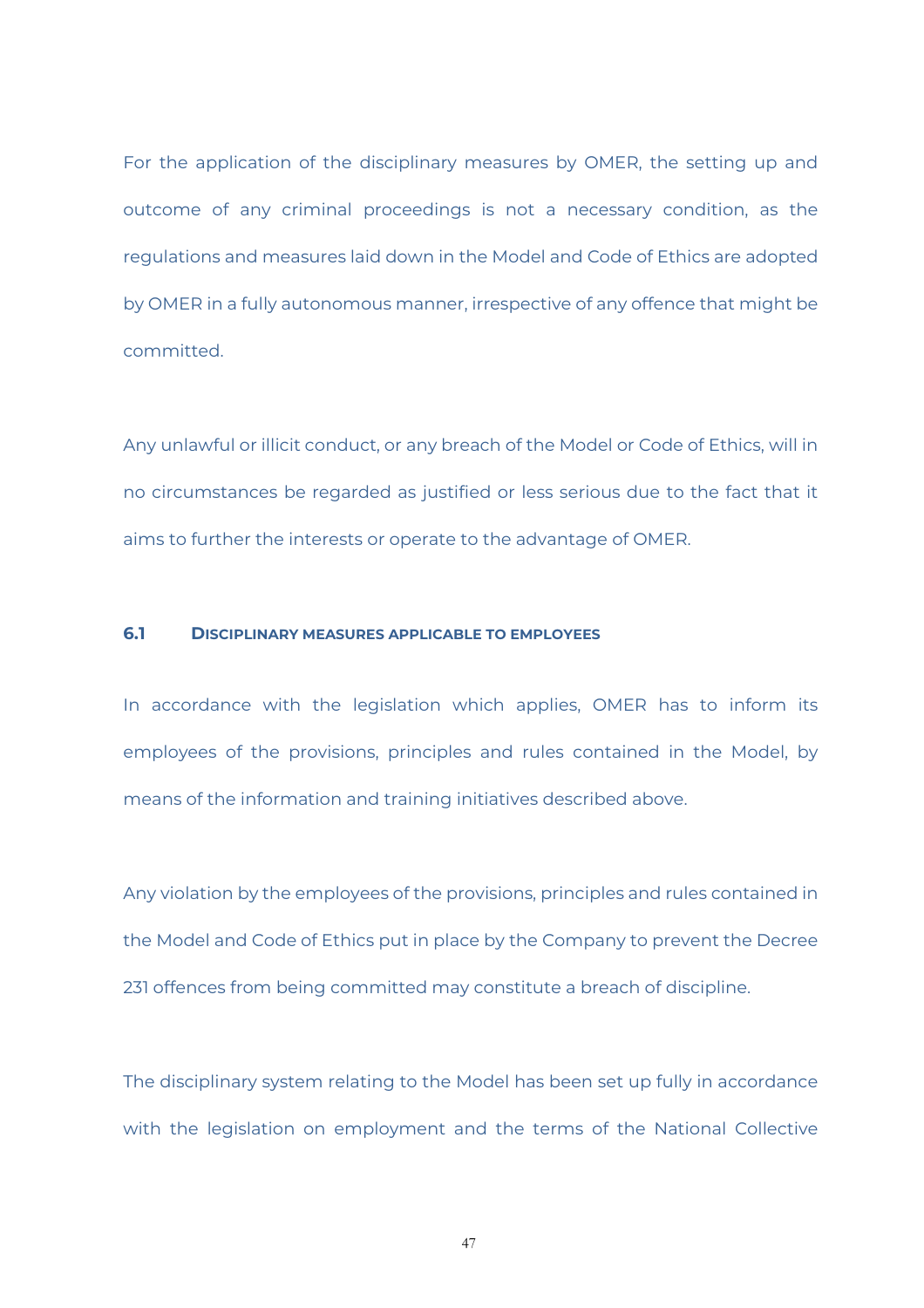For the application of the disciplinary measures by OMER, the setting up and outcome of any criminal proceedings is not a necessary condition, as the regulations and measures laid down in the Model and Code of Ethics are adopted by OMER in a fully autonomous manner, irrespective of any offence that might be committed.

Any unlawful or illicit conduct, or any breach of the Model or Code of Ethics, will in no circumstances be regarded as justified or less serious due to the fact that it aims to further the interests or operate to the advantage of OMER.

### 6.1 DISCIPLINARY MEASURES APPLICABLE TO EMPLOYEES

In accordance with the legislation which applies, OMER has to inform its employees of the provisions, principles and rules contained in the Model, by means of the information and training initiatives described above.

Any violation by the employees of the provisions, principles and rules contained in the Model and Code of Ethics put in place by the Company to prevent the Decree 231 offences from being committed may constitute a breach of discipline.

The disciplinary system relating to the Model has been set up fully in accordance with the legislation on employment and the terms of the National Collective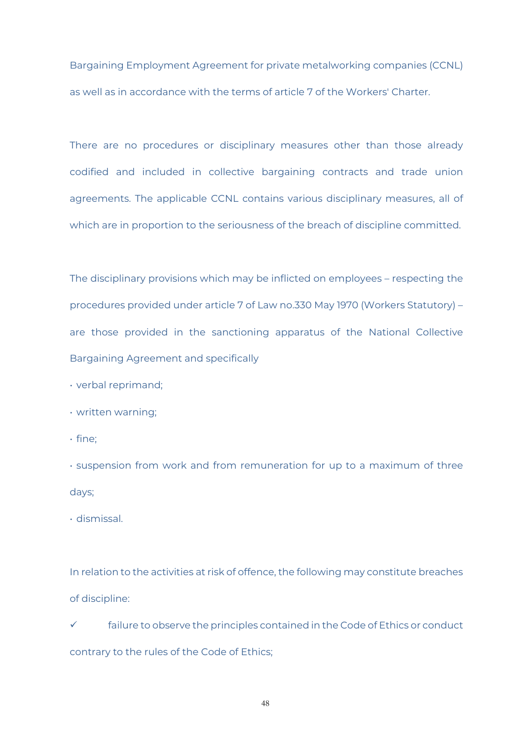Bargaining Employment Agreement for private metalworking companies (CCNL) as well as in accordance with the terms of article 7 of the Workers' Charter.

There are no procedures or disciplinary measures other than those already codified and included in collective bargaining contracts and trade union agreements. The applicable CCNL contains various disciplinary measures, all of which are in proportion to the seriousness of the breach of discipline committed.

The disciplinary provisions which may be inflicted on employees – respecting the procedures provided under article 7 of Law no.330 May 1970 (Workers Statutory) – are those provided in the sanctioning apparatus of the National Collective Bargaining Agreement and specifically

- verbal reprimand;
- written warning;
- fine;
- suspension from work and from remuneration for up to a maximum of three days;
- dismissal.

In relation to the activities at risk of offence, the following may constitute breaches of discipline:

✓ failure to observe the principles contained in the Code of Ethics or conduct contrary to the rules of the Code of Ethics;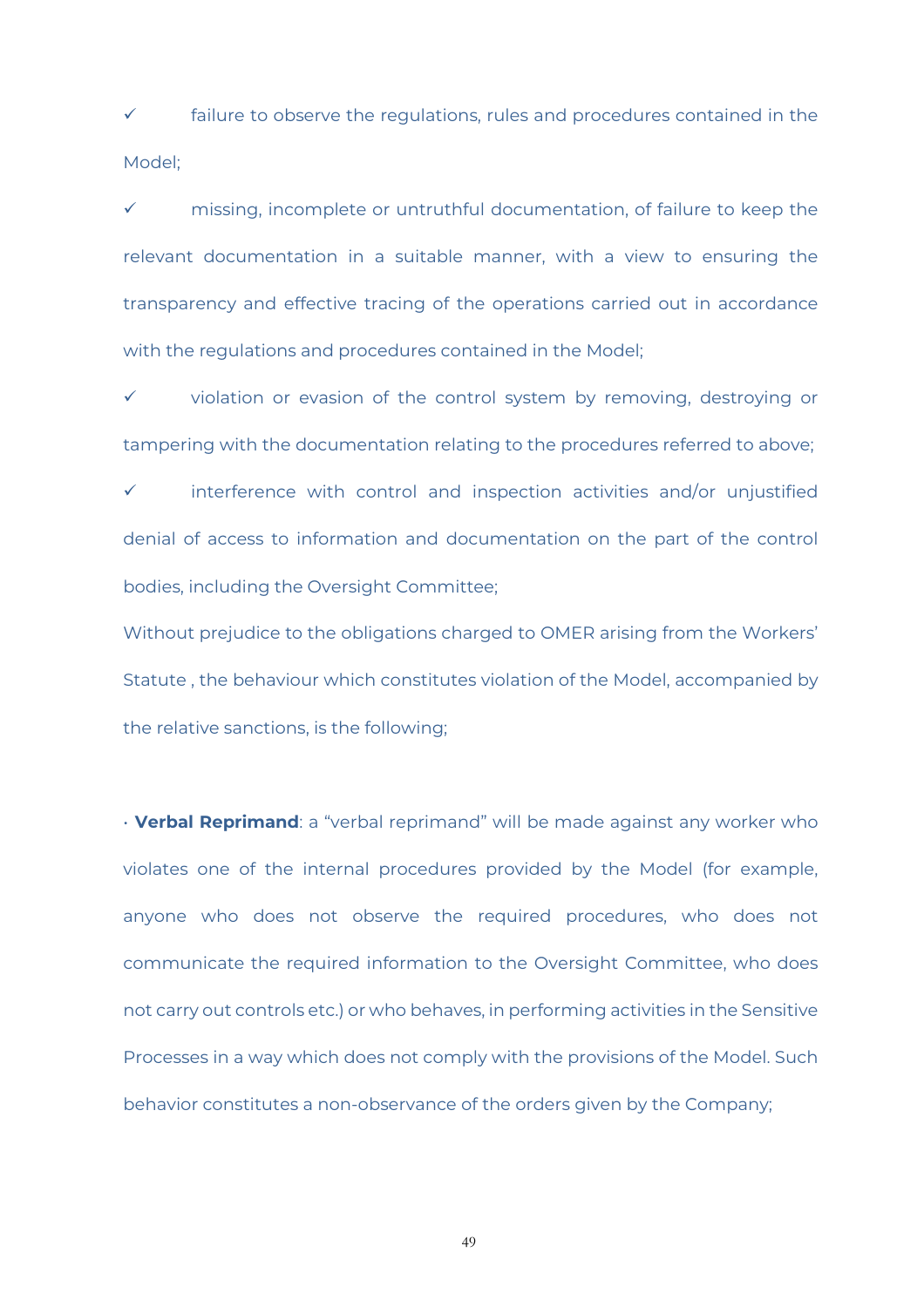- ✓ failure to observe the regulations, rules and procedures contained in the Model;
- ✓ missing, incomplete or untruthful documentation, of failure to keep the relevant documentation in a suitable manner, with a view to ensuring the transparency and effective tracing of the operations carried out in accordance with the regulations and procedures contained in the Model;
- ✓ violation or evasion of the control system by removing, destroying or tampering with the documentation relating to the procedures referred to above;
- ✓ interference with control and inspection activities and/or unjustified denial of access to information and documentation on the part of the control bodies, including the Oversight Committee;

Without prejudice to the obligations charged to OMER arising from the Workers' Statute , the behaviour which constitutes violation of the Model, accompanied by the relative sanctions, is the following;

· **Verbal Reprimand**: a "verbal reprimand" will be made against any worker who violates one of the internal procedures provided by the Model (for example, anyone who does not observe the required procedures, who does not communicate the required information to the Oversight Committee, who does not carry out controls etc.) or who behaves, in performing activities in the Sensitive Processes in a way which does not comply with the provisions of the Model. Such behavior constitutes a non-observance of the orders given by the Company;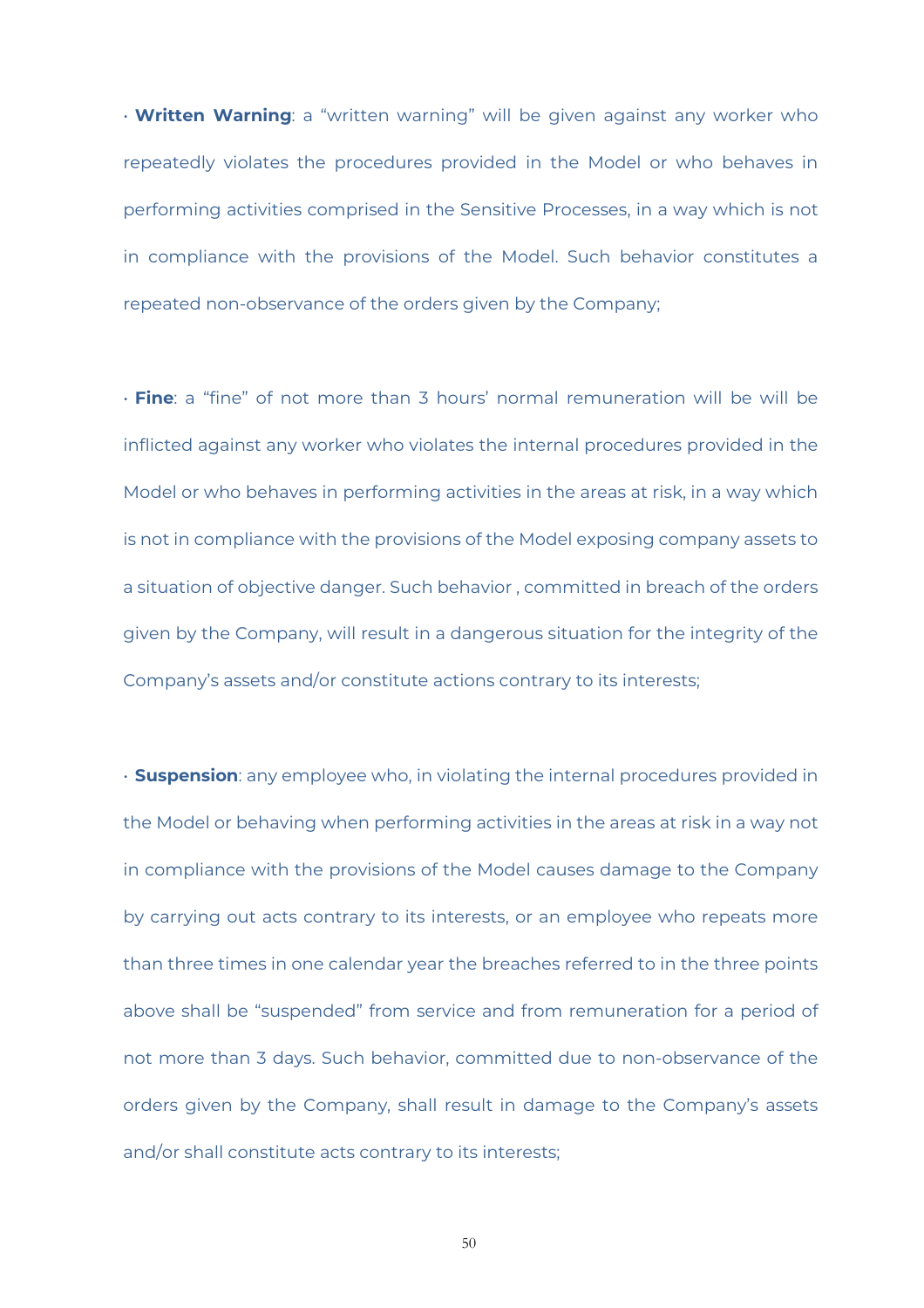· **Written Warning**: a "written warning" will be given against any worker who repeatedly violates the procedures provided in the Model or who behaves in performing activities comprised in the Sensitive Processes, in a way which is not in compliance with the provisions of the Model. Such behavior constitutes a repeated non-observance of the orders given by the Company;

· **Fine**: a "fine" of not more than 3 hours' normal remuneration will be will be inflicted against any worker who violates the internal procedures provided in the Model or who behaves in performing activities in the areas at risk, in a way which is not in compliance with the provisions of the Model exposing company assets to a situation of objective danger. Such behavior , committed in breach of the orders given by the Company, will result in a dangerous situation for the integrity of the Company's assets and/or constitute actions contrary to its interests;

· **Suspension**: any employee who, in violating the internal procedures provided in the Model or behaving when performing activities in the areas at risk in a way not in compliance with the provisions of the Model causes damage to the Company by carrying out acts contrary to its interests, or an employee who repeats more than three times in one calendar year the breaches referred to in the three points above shall be "suspended" from service and from remuneration for a period of not more than 3 days. Such behavior, committed due to non-observance of the orders given by the Company, shall result in damage to the Company's assets and/or shall constitute acts contrary to its interests;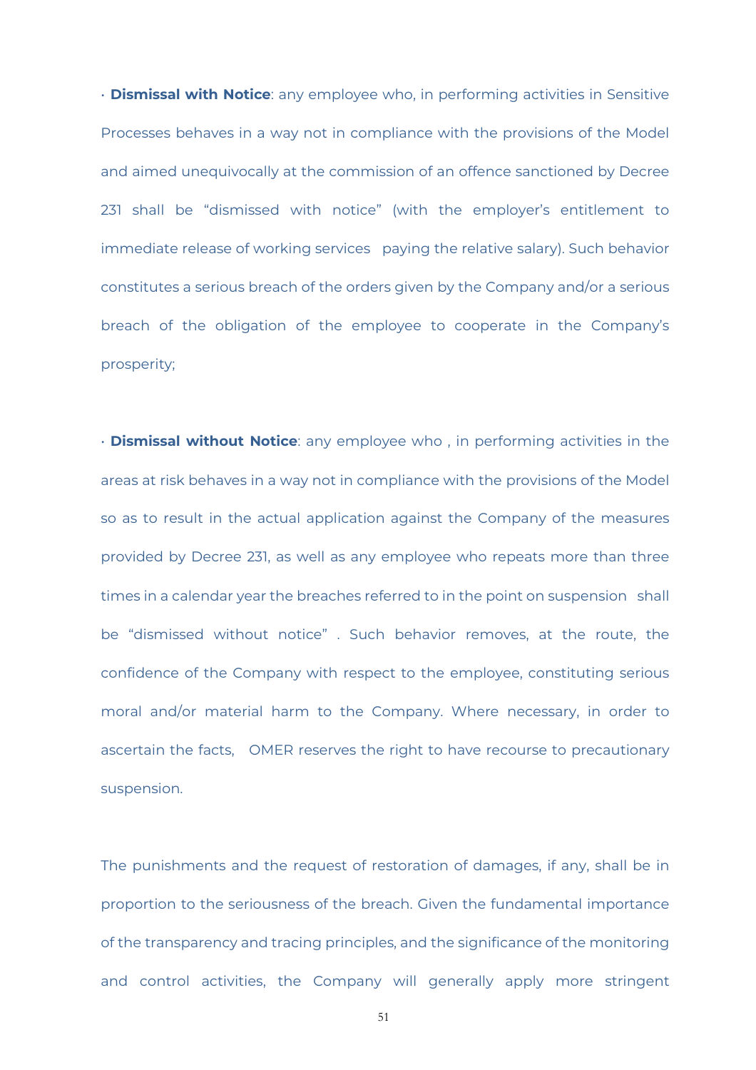· **Dismissal with Notice**: any employee who, in performing activities in Sensitive Processes behaves in a way not in compliance with the provisions of the Model and aimed unequivocally at the commission of an offence sanctioned by Decree 231 shall be "dismissed with notice" (with the employer's entitlement to immediate release of working services paying the relative salary). Such behavior constitutes a serious breach of the orders given by the Company and/or a serious breach of the obligation of the employee to cooperate in the Company's prosperity;

· **Dismissal without Notice**: any employee who , in performing activities in the areas at risk behaves in a way not in compliance with the provisions of the Model so as to result in the actual application against the Company of the measures provided by Decree 231, as well as any employee who repeats more than three times in a calendar year the breaches referred to in the point on suspension shall be "dismissed without notice" . Such behavior removes, at the route, the confidence of the Company with respect to the employee, constituting serious moral and/or material harm to the Company. Where necessary, in order to ascertain the facts, OMER reserves the right to have recourse to precautionary suspension.

The punishments and the request of restoration of damages, if any, shall be in proportion to the seriousness of the breach. Given the fundamental importance of the transparency and tracing principles, and the significance of the monitoring and control activities, the Company will generally apply more stringent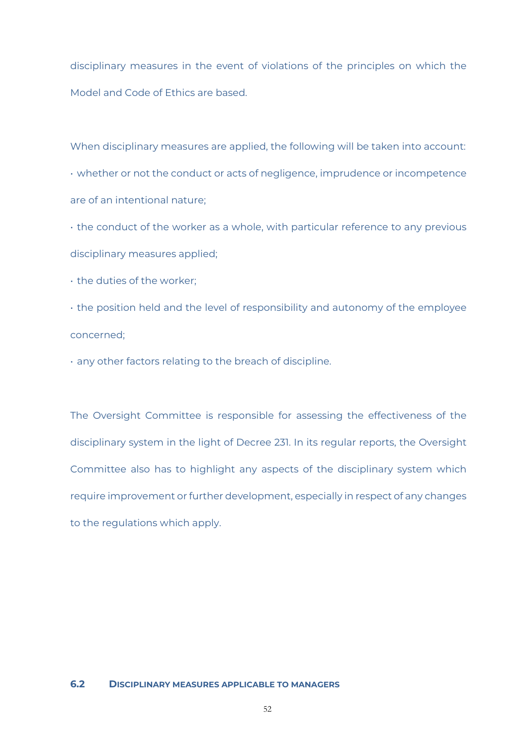disciplinary measures in the event of violations of the principles on which the Model and Code of Ethics are based.

When disciplinary measures are applied, the following will be taken into account:

- whether or not the conduct or acts of negligence, imprudence or incompetence are of an intentional nature;
- the conduct of the worker as a whole, with particular reference to any previous disciplinary measures applied;
- the duties of the worker;
- the position held and the level of responsibility and autonomy of the employee concerned;
- any other factors relating to the breach of discipline.

The Oversight Committee is responsible for assessing the effectiveness of the disciplinary system in the light of Decree 231. In its regular reports, the Oversight Committee also has to highlight any aspects of the disciplinary system which require improvement or further development, especially in respect of any changes to the regulations which apply.

## 6.2 DISCIPLINARY MEASURES APPLICABLE TO MANAGERS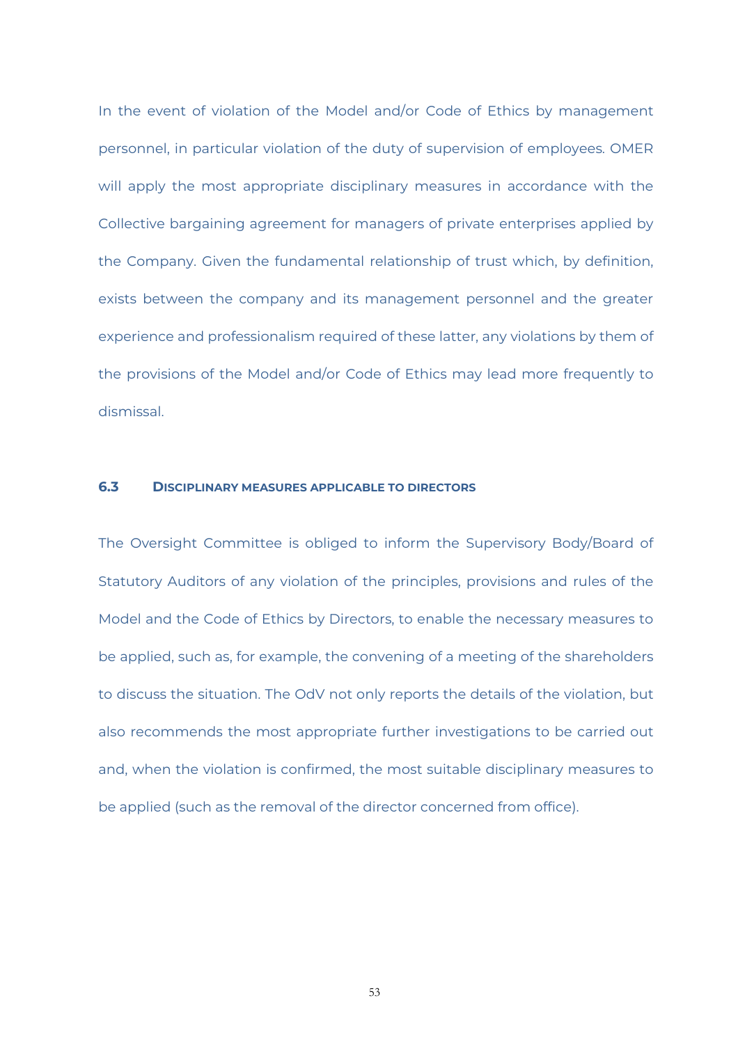In the event of violation of the Model and/or Code of Ethics by management personnel, in particular violation of the duty of supervision of employees. OMER will apply the most appropriate disciplinary measures in accordance with the Collective bargaining agreement for managers of private enterprises applied by the Company. Given the fundamental relationship of trust which, by definition, exists between the company and its management personnel and the greater experience and professionalism required of these latter, any violations by them of the provisions of the Model and/or Code of Ethics may lead more frequently to dismissal.

### 6.3 DISCIPLINARY MEASURES APPLICABLE TO DIRECTORS

The Oversight Committee is obliged to inform the Supervisory Body/Board of Statutory Auditors of any violation of the principles, provisions and rules of the Model and the Code of Ethics by Directors, to enable the necessary measures to be applied, such as, for example, the convening of a meeting of the shareholders to discuss the situation. The OdV not only reports the details of the violation, but also recommends the most appropriate further investigations to be carried out and, when the violation is confirmed, the most suitable disciplinary measures to be applied (such as the removal of the director concerned from office).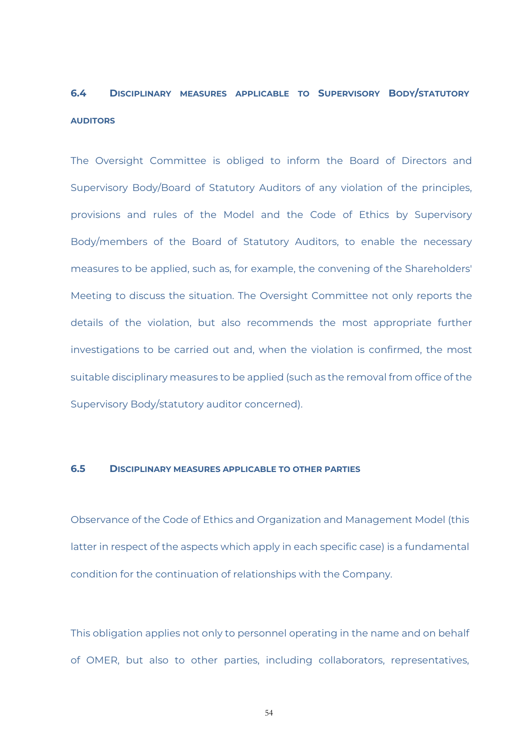### 6.4 Disciplinary measures applicable to Supervisory Body/statutory auditors

The Oversight Committee is obliged to inform the Board of Directors and Supervisory Body/Board of Statutory Auditors of any violation of the principles, provisions and rules of the Model and the Code of Ethics by Supervisory Body/members of the Board of Statutory Auditors, to enable the necessary measures to be applied, such as, for example, the convening of the Shareholders' Meeting to discuss the situation. The Oversight Committee not only reports the details of the violation, but also recommends the most appropriate further investigations to be carried out and, when the violation is confirmed, the most suitable disciplinary measures to be applied (such as the removal from office of the Supervisory Body/statutory auditor concerned).

### 6.5 Disciplinary measures applicable to other parties

Observance of the Code of Ethics and Organization and Management Model (this latter in respect of the aspects which apply in each specific case) is a fundamental condition for the continuation of relationships with the Company.

This obligation applies not only to personnel operating in the name and on behalf of OMER, but also to other parties, including collaborators, representatives,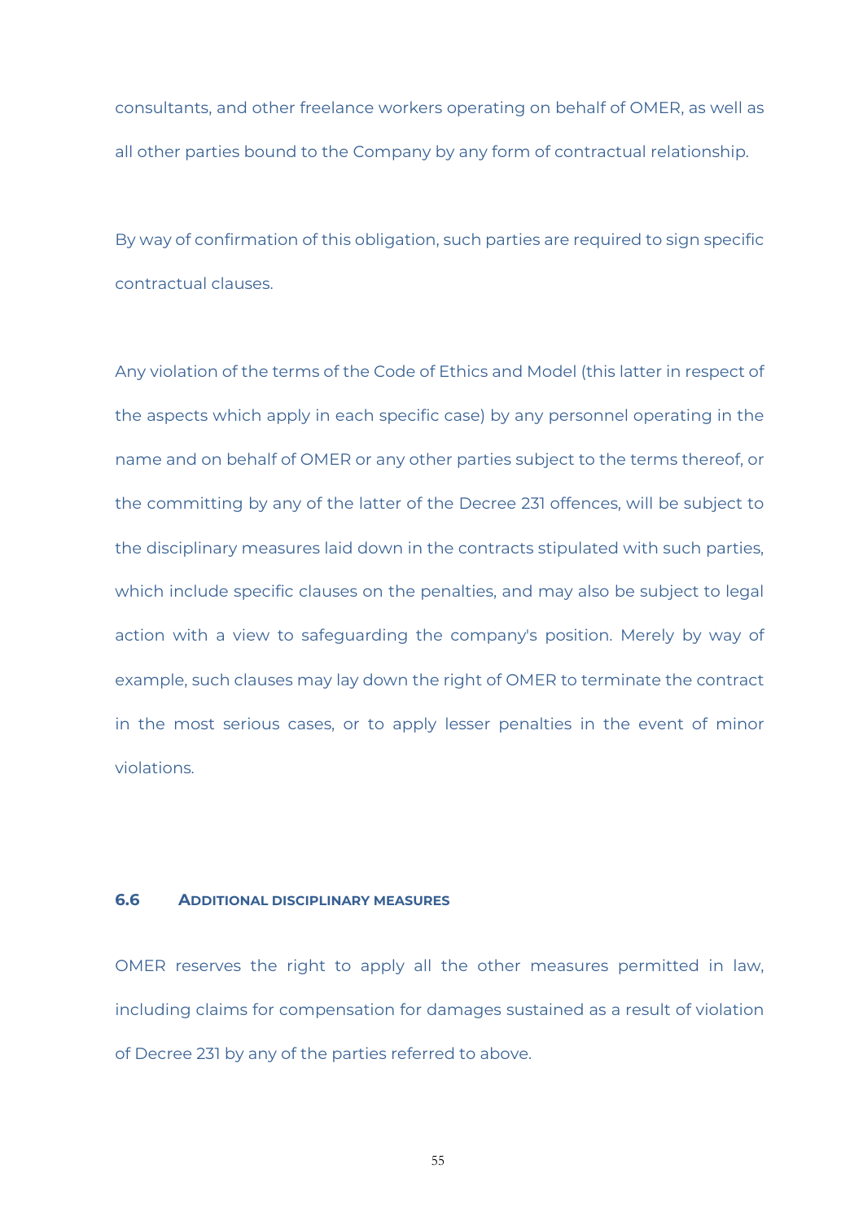consultants, and other freelance workers operating on behalf of OMER, as well as all other parties bound to the Company by any form of contractual relationship.

By way of confirmation of this obligation, such parties are required to sign specific contractual clauses.

Any violation of the terms of the Code of Ethics and Model (this latter in respect of the aspects which apply in each specific case) by any personnel operating in the name and on behalf of OMER or any other parties subject to the terms thereof, or the committing by any of the latter of the Decree 231 offences, will be subject to the disciplinary measures laid down in the contracts stipulated with such parties, which include specific clauses on the penalties, and may also be subject to legal action with a view to safeguarding the company's position. Merely by way of example, such clauses may lay down the right of OMER to terminate the contract in the most serious cases, or to apply lesser penalties in the event of minor violations.

### 6.6 Additional disciplinary measures

OMER reserves the right to apply all the other measures permitted in law, including claims for compensation for damages sustained as a result of violation of Decree 231 by any of the parties referred to above.